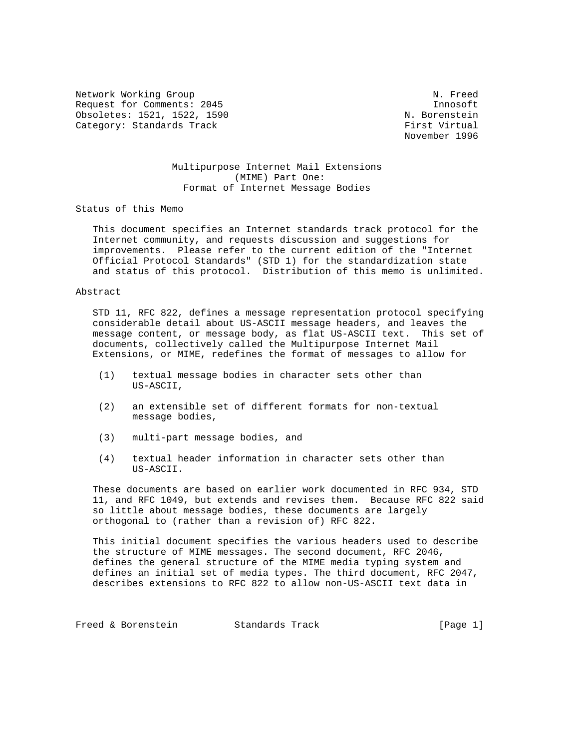Network Working Group N. Freed
Request for Comments: 2045 Innosoft
Obsoletes: 1521, 1522, 1590 N. Borenstein
Category: Standards Track First Virtual
November 1996

# Multipurpose Internet Mail Extensions (MIME) Part One: Format of Internet Message Bodies

## Status of this Memo

This document specifies an Internet standards track protocol for the Internet community, and requests discussion and suggestions for improvements. Please refer to the current edition of the "Internet Official Protocol Standards" (STD 1) for the standardization state and status of this protocol. Distribution of this memo is unlimited.

## Abstract

STD 11, RFC 822, defines a message representation protocol specifying considerable detail about US-ASCII message headers, and leaves the message content, or message body, as flat US-ASCII text. This set of documents, collectively called the Multipurpose Internet Mail Extensions, or MIME, redefines the format of messages to allow for

(1) textual message bodies in character sets other than US-ASCII,

(2) an extensible set of different formats for non-textual message bodies,

(3) multi-part message bodies, and

(4) textual header information in character sets other than US-ASCII.

These documents are based on earlier work documented in RFC 934, STD 11, and RFC 1049, but extends and revises them. Because RFC 822 said so little about message bodies, these documents are largely orthogonal to (rather than a revision of) RFC 822.

This initial document specifies the various headers used to describe the structure of MIME messages. The second document, RFC 2046, defines the general structure of the MIME media typing system and defines an initial set of media types. The third document, RFC 2047, describes extensions to RFC 822 to allow non-US-ASCII text data in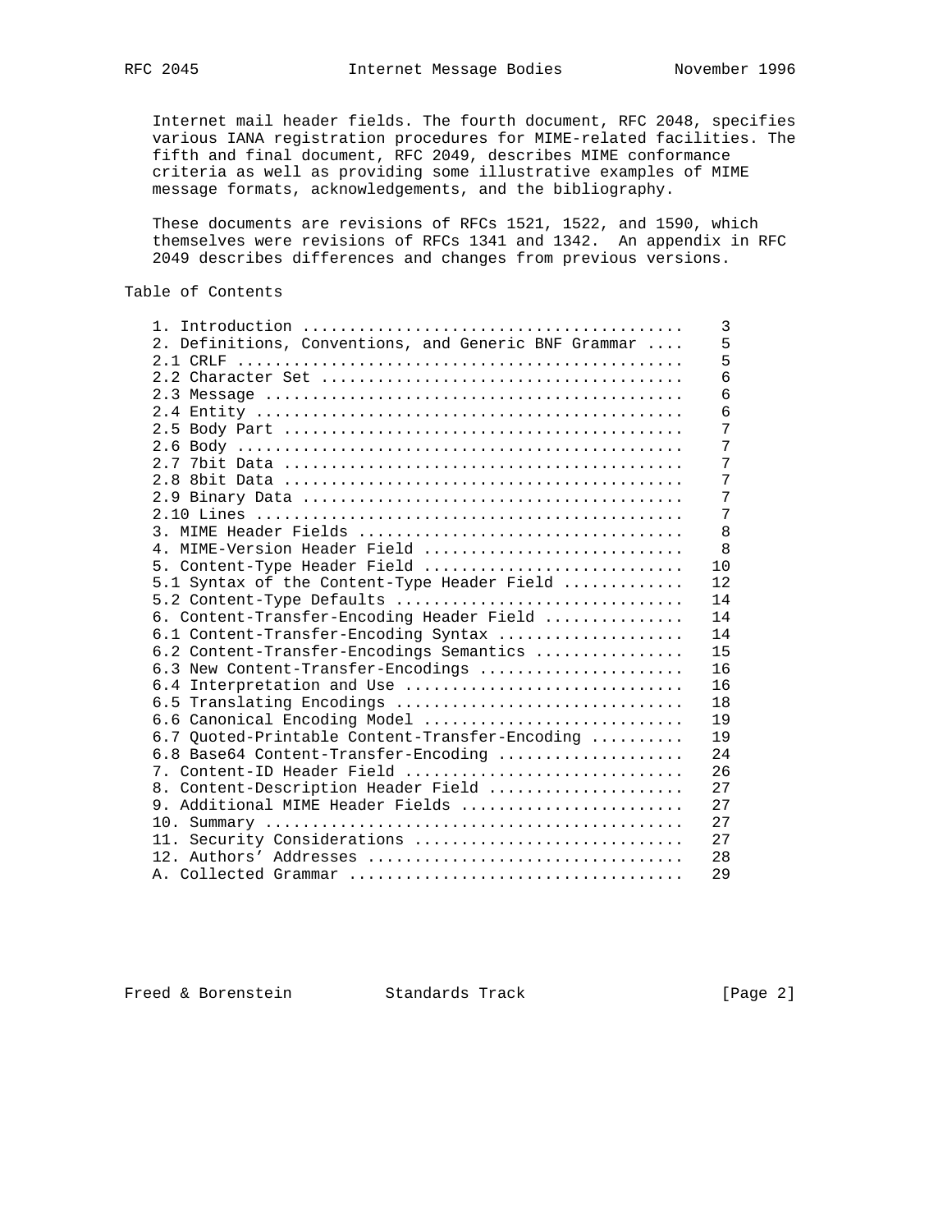Internet mail header fields. The fourth document, RFC 2048, specifies various IANA registration procedures for MIME-related facilities. The fifth and final document, RFC 2049, describes MIME conformance criteria as well as providing some illustrative examples of MIME message formats, acknowledgements, and the bibliography.

These documents are revisions of RFCs 1521, 1522, and 1590, which themselves were revisions of RFCs 1341 and 1342. An appendix in RFC 2049 describes differences and changes from previous versions.

## Table of Contents

```
1. Introduction .........................................    3
2. Definitions, Conventions, and Generic BNF Grammar ....    5
2.1 CRLF ................................................    5
2.2 Character Set .......................................    6
2.3 Message .............................................    6
2.4 Entity ..............................................    6
2.5 Body Part ...........................................    7
2.6 Body ................................................    7
2.7 7bit Data ...........................................    7
2.8 8bit Data ...........................................    7
2.9 Binary Data .........................................    7
2.10 Lines ..............................................    7
3. MIME Header Fields ...................................    8
4. MIME-Version Header Field ............................    8
5. Content-Type Header Field ............................   10
5.1 Syntax of the Content-Type Header Field .............   12
5.2 Content-Type Defaults ...............................   14
6. Content-Transfer-Encoding Header Field ...............   14
6.1 Content-Transfer-Encoding Syntax ....................   14
6.2 Content-Transfer-Encodings Semantics ................   15
6.3 New Content-Transfer-Encodings ......................   16
6.4 Interpretation and Use ..............................   16
6.5 Translating Encodings ...............................   18
6.6 Canonical Encoding Model ............................   19
6.7 Quoted-Printable Content-Transfer-Encoding ..........   19
6.8 Base64 Content-Transfer-Encoding ....................   24
7. Content-ID Header Field ..............................   26
8. Content-Description Header Field .....................   27
9. Additional MIME Header Fields ........................   27
10. Summary .............................................   27
11. Security Considerations .............................   27
12. Authors' Addresses ..................................   28
A. Collected Grammar ....................................   29
```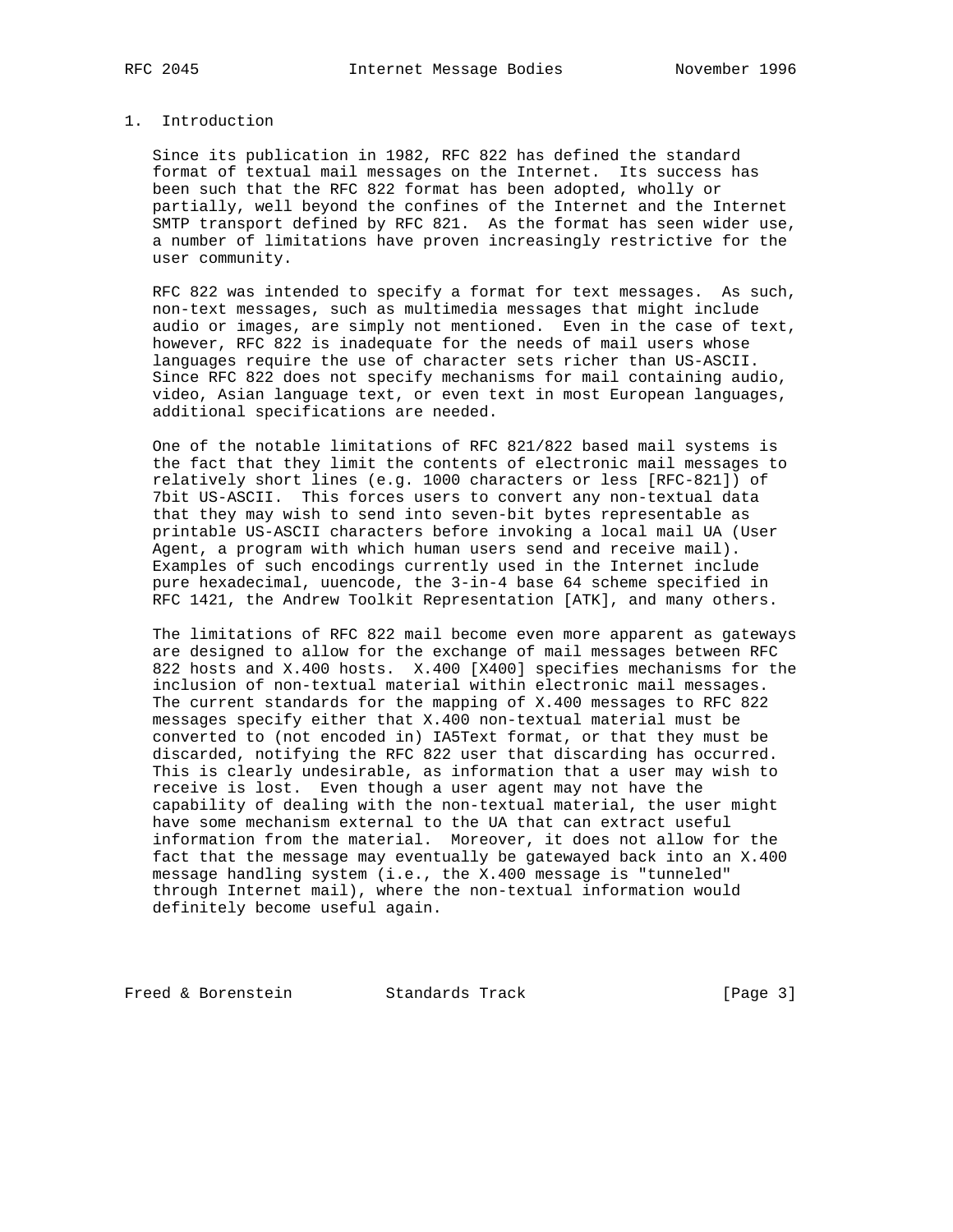## 1. Introduction

Since its publication in 1982, RFC 822 has defined the standard format of textual mail messages on the Internet. Its success has been such that the RFC 822 format has been adopted, wholly or partially, well beyond the confines of the Internet and the Internet SMTP transport defined by RFC 821. As the format has seen wider use, a number of limitations have proven increasingly restrictive for the user community.

RFC 822 was intended to specify a format for text messages. As such, non-text messages, such as multimedia messages that might include audio or images, are simply not mentioned. Even in the case of text, however, RFC 822 is inadequate for the needs of mail users whose languages require the use of character sets richer than US-ASCII. Since RFC 822 does not specify mechanisms for mail containing audio, video, Asian language text, or even text in most European languages, additional specifications are needed.

One of the notable limitations of RFC 821/822 based mail systems is the fact that they limit the contents of electronic mail messages to relatively short lines (e.g. 1000 characters or less [RFC-821]) of 7bit US-ASCII. This forces users to convert any non-textual data that they may wish to send into seven-bit bytes representable as printable US-ASCII characters before invoking a local mail UA (User Agent, a program with which human users send and receive mail). Examples of such encodings currently used in the Internet include pure hexadecimal, uuencode, the 3-in-4 base 64 scheme specified in RFC 1421, the Andrew Toolkit Representation [ATK], and many others.

The limitations of RFC 822 mail become even more apparent as gateways are designed to allow for the exchange of mail messages between RFC 822 hosts and X.400 hosts. X.400 [X400] specifies mechanisms for the inclusion of non-textual material within electronic mail messages. The current standards for the mapping of X.400 messages to RFC 822 messages specify either that X.400 non-textual material must be converted to (not encoded in) IA5Text format, or that they must be discarded, notifying the RFC 822 user that discarding has occurred. This is clearly undesirable, as information that a user may wish to receive is lost. Even though a user agent may not have the capability of dealing with the non-textual material, the user might have some mechanism external to the UA that can extract useful information from the material. Moreover, it does not allow for the fact that the message may eventually be gatewayed back into an X.400 message handling system (i.e., the X.400 message is "tunneled" through Internet mail), where the non-textual information would definitely become useful again.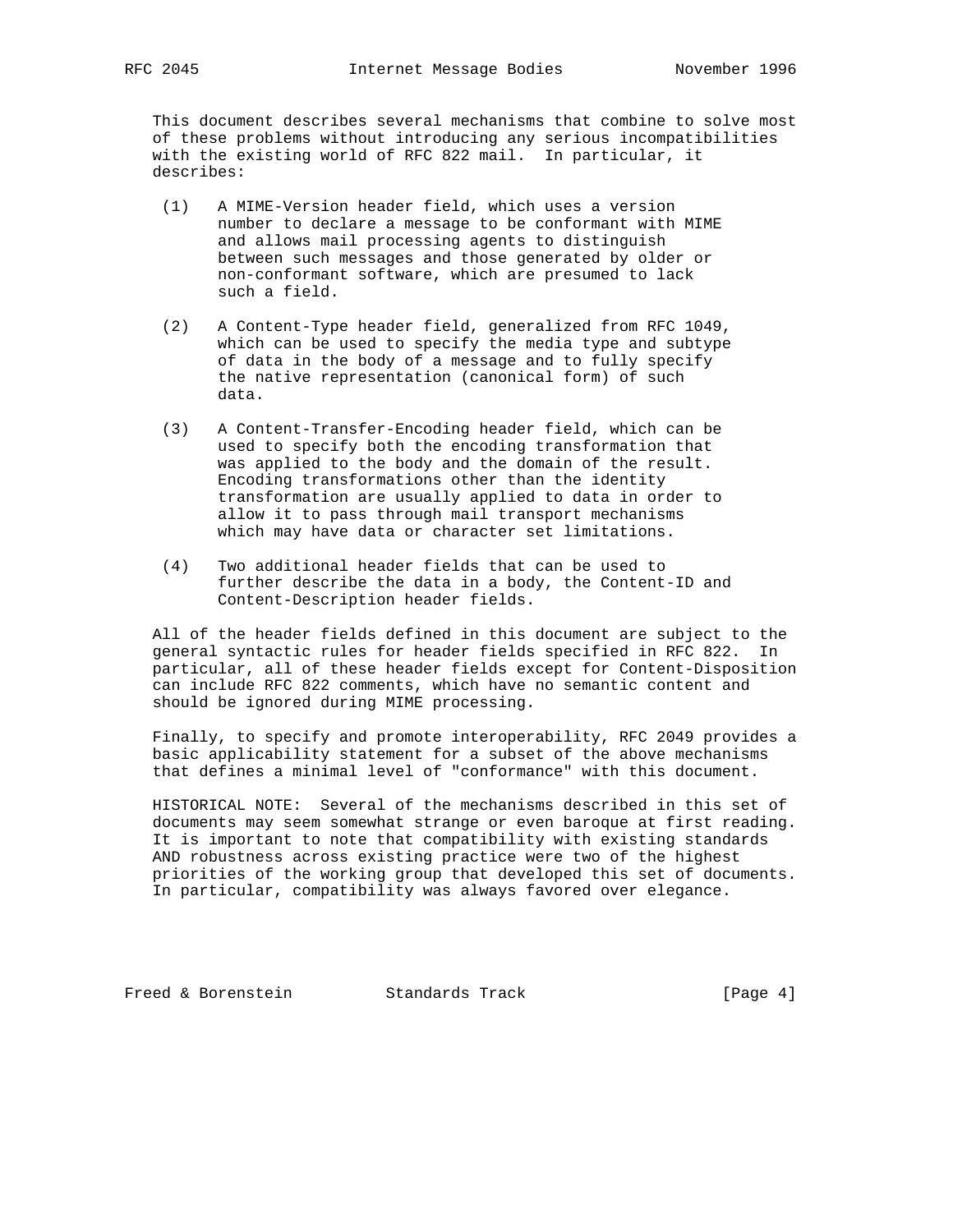This document describes several mechanisms that combine to solve most of these problems without introducing any serious incompatibilities with the existing world of RFC 822 mail. In particular, it describes:

(1) A MIME-Version header field, which uses a version number to declare a message to be conformant with MIME and allows mail processing agents to distinguish between such messages and those generated by older or non-conformant software, which are presumed to lack such a field.

(2) A Content-Type header field, generalized from RFC 1049, which can be used to specify the media type and subtype of data in the body of a message and to fully specify the native representation (canonical form) of such data.

(3) A Content-Transfer-Encoding header field, which can be used to specify both the encoding transformation that was applied to the body and the domain of the result. Encoding transformations other than the identity transformation are usually applied to data in order to allow it to pass through mail transport mechanisms which may have data or character set limitations.

(4) Two additional header fields that can be used to further describe the data in a body, the Content-ID and Content-Description header fields.

All of the header fields defined in this document are subject to the general syntactic rules for header fields specified in RFC 822. In particular, all of these header fields except for Content-Disposition can include RFC 822 comments, which have no semantic content and should be ignored during MIME processing.

Finally, to specify and promote interoperability, RFC 2049 provides a basic applicability statement for a subset of the above mechanisms that defines a minimal level of "conformance" with this document.

HISTORICAL NOTE: Several of the mechanisms described in this set of documents may seem somewhat strange or even baroque at first reading. It is important to note that compatibility with existing standards AND robustness across existing practice were two of the highest priorities of the working group that developed this set of documents. In particular, compatibility was always favored over elegance.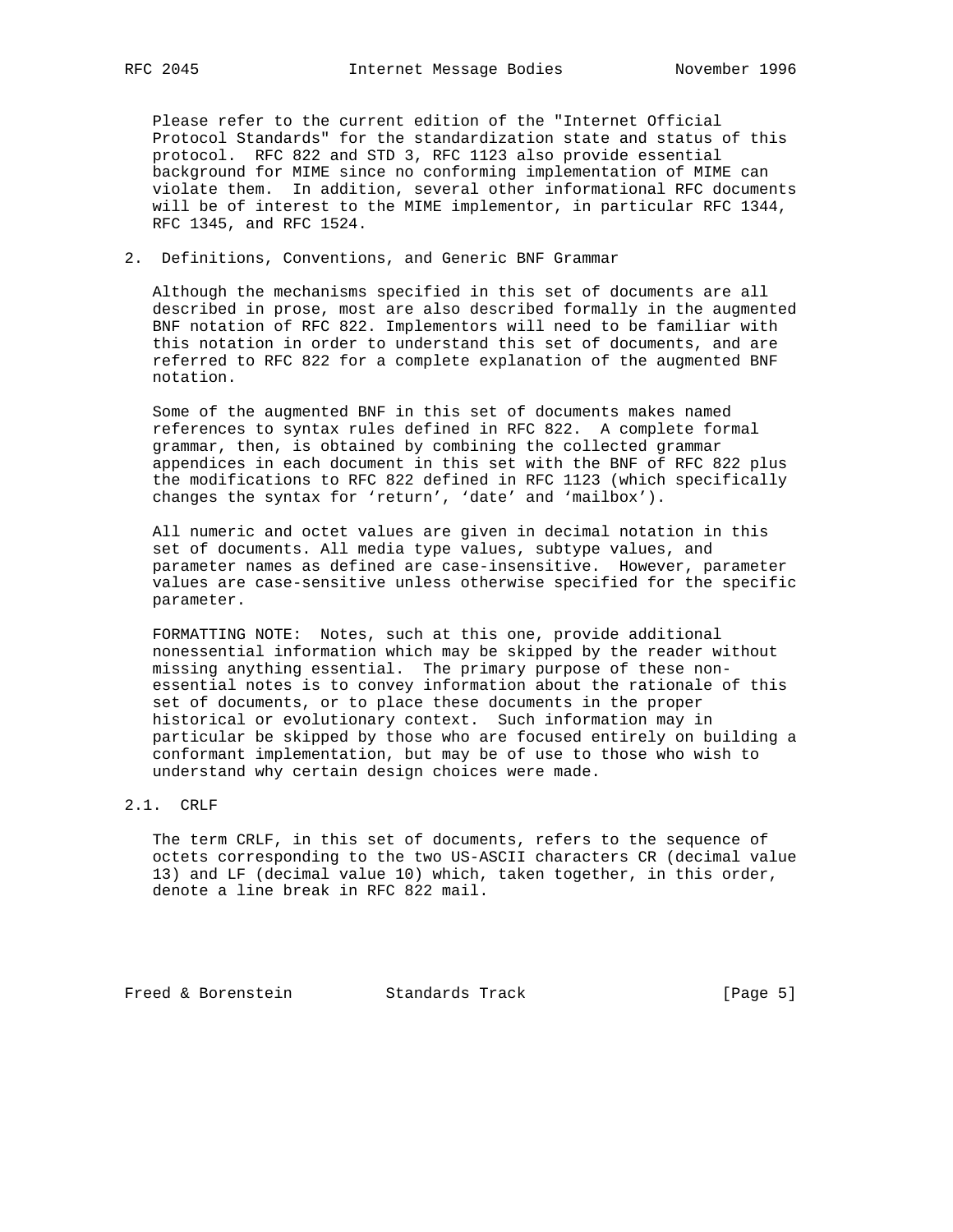Please refer to the current edition of the "Internet Official Protocol Standards" for the standardization state and status of this protocol. RFC 822 and STD 3, RFC 1123 also provide essential background for MIME since no conforming implementation of MIME can violate them. In addition, several other informational RFC documents will be of interest to the MIME implementor, in particular RFC 1344, RFC 1345, and RFC 1524.

## 2. Definitions, Conventions, and Generic BNF Grammar

Although the mechanisms specified in this set of documents are all described in prose, most are also described formally in the augmented BNF notation of RFC 822. Implementors will need to be familiar with this notation in order to understand this set of documents, and are referred to RFC 822 for a complete explanation of the augmented BNF notation.

Some of the augmented BNF in this set of documents makes named references to syntax rules defined in RFC 822. A complete formal grammar, then, is obtained by combining the collected grammar appendices in each document in this set with the BNF of RFC 822 plus the modifications to RFC 822 defined in RFC 1123 (which specifically changes the syntax for 'return', 'date' and 'mailbox').

All numeric and octet values are given in decimal notation in this set of documents. All media type values, subtype values, and parameter names as defined are case-insensitive. However, parameter values are case-sensitive unless otherwise specified for the specific parameter.

FORMATTING NOTE: Notes, such at this one, provide additional nonessential information which may be skipped by the reader without missing anything essential. The primary purpose of these non-essential notes is to convey information about the rationale of this set of documents, or to place these documents in the proper historical or evolutionary context. Such information may in particular be skipped by those who are focused entirely on building a conformant implementation, but may be of use to those who wish to understand why certain design choices were made.

### 2.1. CRLF

The term CRLF, in this set of documents, refers to the sequence of octets corresponding to the two US-ASCII characters CR (decimal value 13) and LF (decimal value 10) which, taken together, in this order, denote a line break in RFC 822 mail.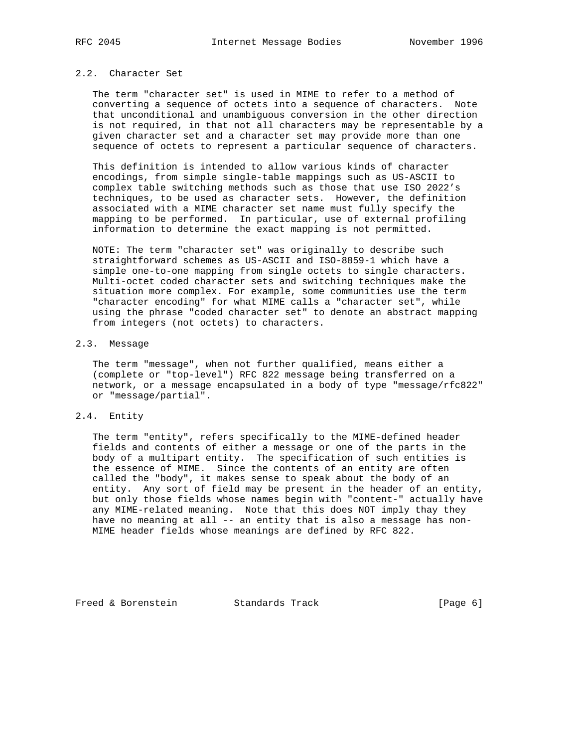## 2.2. Character Set

The term "character set" is used in MIME to refer to a method of converting a sequence of octets into a sequence of characters. Note that unconditional and unambiguous conversion in the other direction is not required, in that not all characters may be representable by a given character set and a character set may provide more than one sequence of octets to represent a particular sequence of characters.

This definition is intended to allow various kinds of character encodings, from simple single-table mappings such as US-ASCII to complex table switching methods such as those that use ISO 2022's techniques, to be used as character sets. However, the definition associated with a MIME character set name must fully specify the mapping to be performed. In particular, use of external profiling information to determine the exact mapping is not permitted.

NOTE: The term "character set" was originally to describe such straightforward schemes as US-ASCII and ISO-8859-1 which have a simple one-to-one mapping from single octets to single characters. Multi-octet coded character sets and switching techniques make the situation more complex. For example, some communities use the term "character encoding" for what MIME calls a "character set", while using the phrase "coded character set" to denote an abstract mapping from integers (not octets) to characters.

## 2.3. Message

The term "message", when not further qualified, means either a (complete or "top-level") RFC 822 message being transferred on a network, or a message encapsulated in a body of type "message/rfc822" or "message/partial".

## 2.4. Entity

The term "entity", refers specifically to the MIME-defined header fields and contents of either a message or one of the parts in the body of a multipart entity. The specification of such entities is the essence of MIME. Since the contents of an entity are often called the "body", it makes sense to speak about the body of an entity. Any sort of field may be present in the header of an entity, but only those fields whose names begin with "content-" actually have any MIME-related meaning. Note that this does NOT imply thay they have no meaning at all -- an entity that is also a message has non-MIME header fields whose meanings are defined by RFC 822.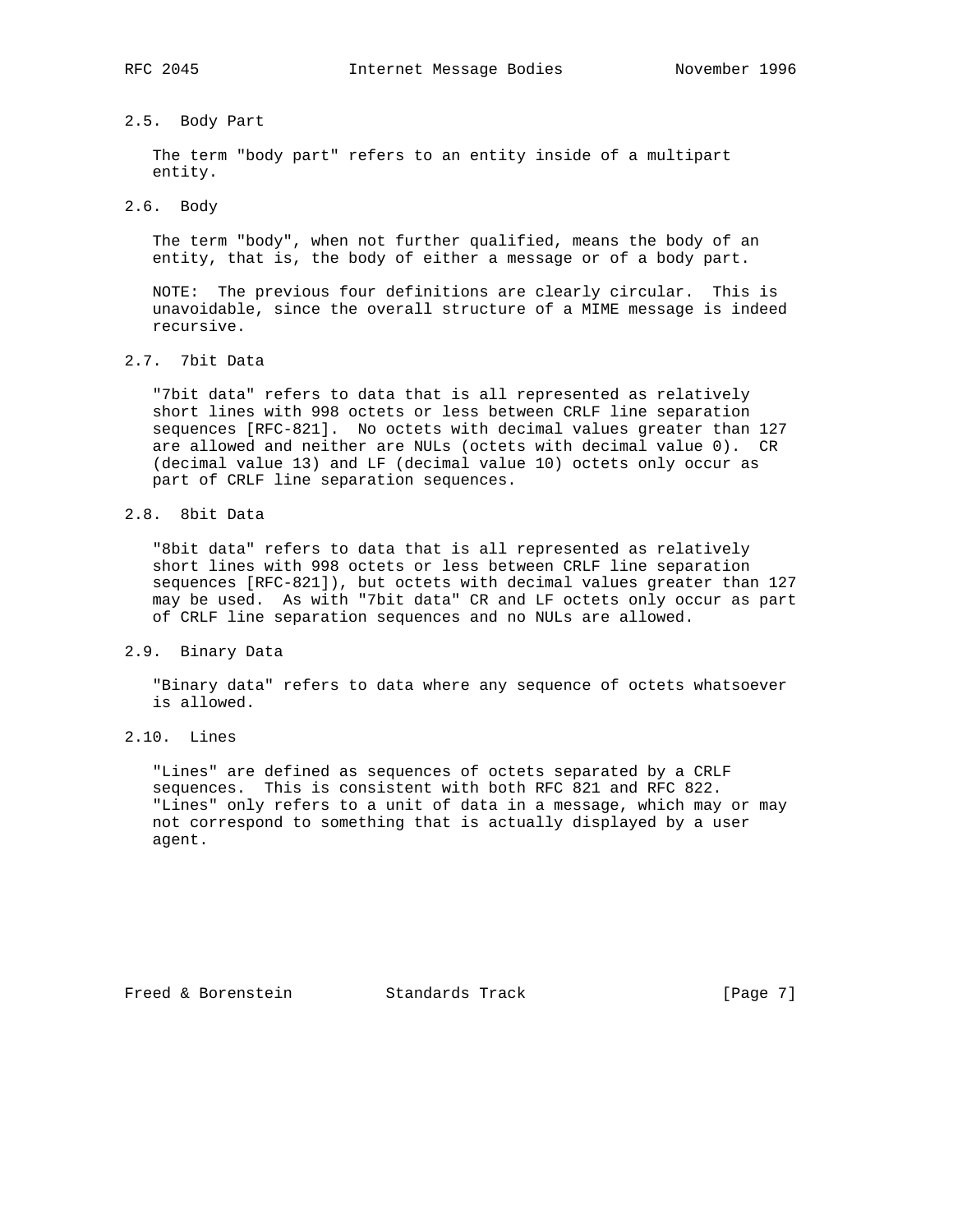## 2.5. Body Part

The term "body part" refers to an entity inside of a multipart entity.

## 2.6. Body

The term "body", when not further qualified, means the body of an entity, that is, the body of either a message or of a body part.

NOTE: The previous four definitions are clearly circular. This is unavoidable, since the overall structure of a MIME message is indeed recursive.

## 2.7. 7bit Data

"7bit data" refers to data that is all represented as relatively short lines with 998 octets or less between CRLF line separation sequences [RFC-821]. No octets with decimal values greater than 127 are allowed and neither are NULs (octets with decimal value 0). CR (decimal value 13) and LF (decimal value 10) octets only occur as part of CRLF line separation sequences.

## 2.8. 8bit Data

"8bit data" refers to data that is all represented as relatively short lines with 998 octets or less between CRLF line separation sequences [RFC-821]), but octets with decimal values greater than 127 may be used. As with "7bit data" CR and LF octets only occur as part of CRLF line separation sequences and no NULs are allowed.

## 2.9. Binary Data

"Binary data" refers to data where any sequence of octets whatsoever is allowed.

## 2.10. Lines

"Lines" are defined as sequences of octets separated by a CRLF sequences. This is consistent with both RFC 821 and RFC 822. "Lines" only refers to a unit of data in a message, which may or may not correspond to something that is actually displayed by a user agent.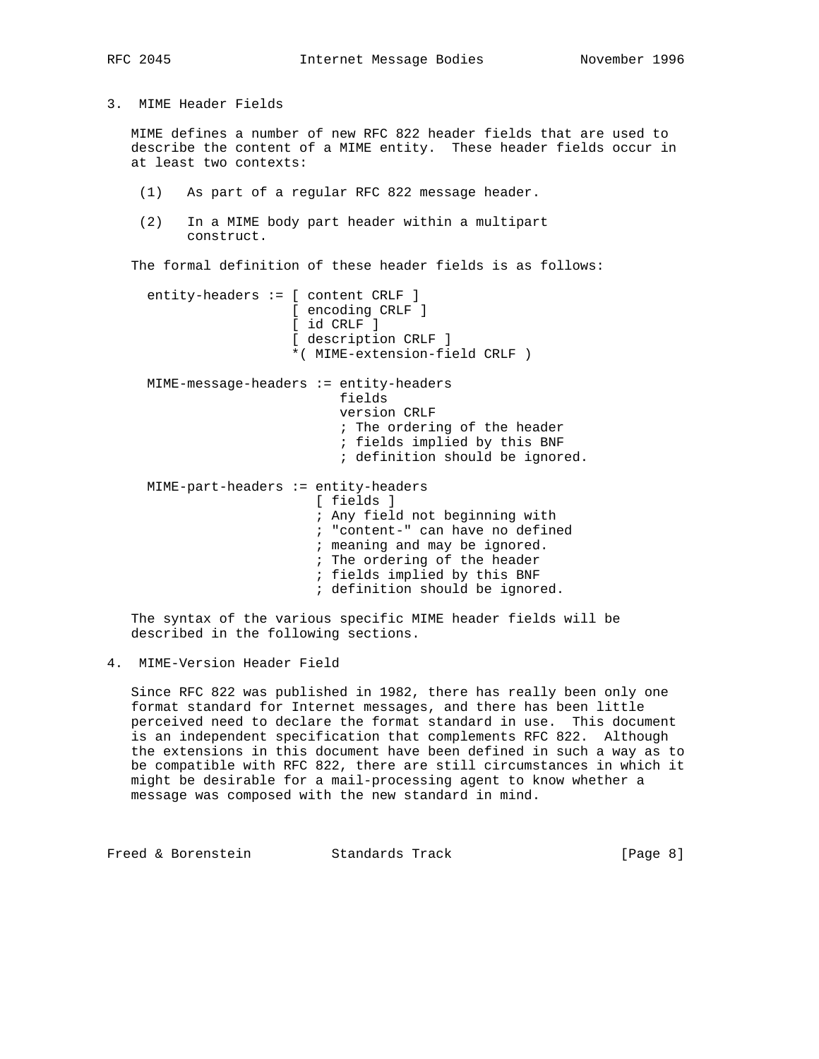## 3. MIME Header Fields

MIME defines a number of new RFC 822 header fields that are used to describe the content of a MIME entity. These header fields occur in at least two contexts:

(1) As part of a regular RFC 822 message header.

(2) In a MIME body part header within a multipart construct.

The formal definition of these header fields is as follows:

```
entity-headers := [ content CRLF ]
                  [ encoding CRLF ]
                  [ id CRLF ]
                  [ description CRLF ]
                  *( MIME-extension-field CRLF )

MIME-message-headers := entity-headers
                        fields
                        version CRLF
                        ; The ordering of the header
                        ; fields implied by this BNF
                        ; definition should be ignored.

MIME-part-headers := entity-headers
                     [ fields ]
                     ; Any field not beginning with
                     ; "content-" can have no defined
                     ; meaning and may be ignored.
                     ; The ordering of the header
                     ; fields implied by this BNF
                     ; definition should be ignored.
```

The syntax of the various specific MIME header fields will be described in the following sections.

## 4. MIME-Version Header Field

Since RFC 822 was published in 1982, there has really been only one format standard for Internet messages, and there has been little perceived need to declare the format standard in use. This document is an independent specification that complements RFC 822. Although the extensions in this document have been defined in such a way as to be compatible with RFC 822, there are still circumstances in which it might be desirable for a mail-processing agent to know whether a message was composed with the new standard in mind.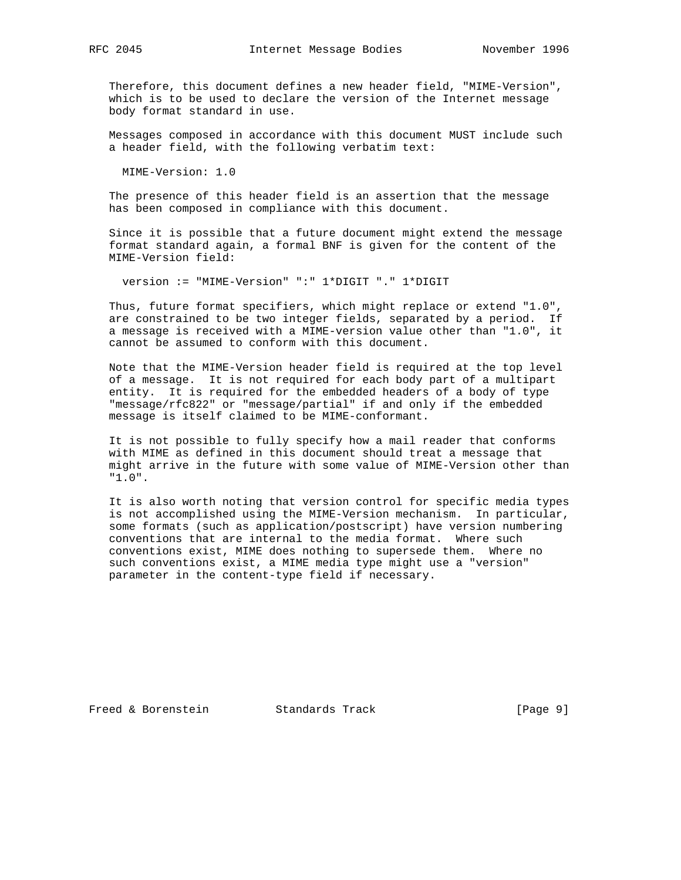Therefore, this document defines a new header field, "MIME-Version", which is to be used to declare the version of the Internet message body format standard in use.

Messages composed in accordance with this document MUST include such a header field, with the following verbatim text:

```
MIME-Version: 1.0
```

The presence of this header field is an assertion that the message has been composed in compliance with this document.

Since it is possible that a future document might extend the message format standard again, a formal BNF is given for the content of the MIME-Version field:

```
version := "MIME-Version" ":" 1*DIGIT "." 1*DIGIT
```

Thus, future format specifiers, which might replace or extend "1.0", are constrained to be two integer fields, separated by a period. If a message is received with a MIME-version value other than "1.0", it cannot be assumed to conform with this document.

Note that the MIME-Version header field is required at the top level of a message. It is not required for each body part of a multipart entity. It is required for the embedded headers of a body of type "message/rfc822" or "message/partial" if and only if the embedded message is itself claimed to be MIME-conformant.

It is not possible to fully specify how a mail reader that conforms with MIME as defined in this document should treat a message that might arrive in the future with some value of MIME-Version other than "1.0".

It is also worth noting that version control for specific media types is not accomplished using the MIME-Version mechanism. In particular, some formats (such as application/postscript) have version numbering conventions that are internal to the media format. Where such conventions exist, MIME does nothing to supersede them. Where no such conventions exist, a MIME media type might use a "version" parameter in the content-type field if necessary.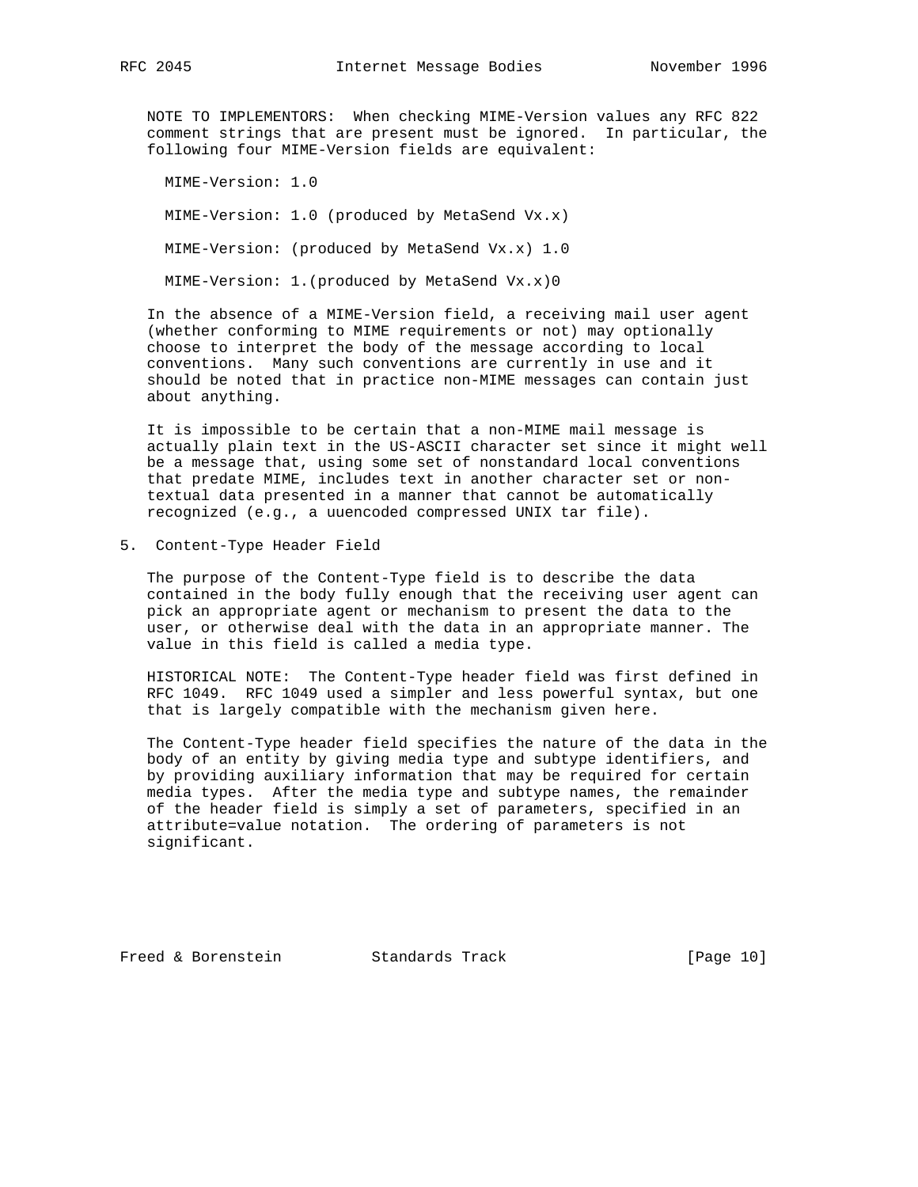NOTE TO IMPLEMENTORS: When checking MIME-Version values any RFC 822 comment strings that are present must be ignored. In particular, the following four MIME-Version fields are equivalent:

```
MIME-Version: 1.0

MIME-Version: 1.0 (produced by MetaSend Vx.x)

MIME-Version: (produced by MetaSend Vx.x) 1.0

MIME-Version: 1.(produced by MetaSend Vx.x)0
```

In the absence of a MIME-Version field, a receiving mail user agent (whether conforming to MIME requirements or not) may optionally choose to interpret the body of the message according to local conventions. Many such conventions are currently in use and it should be noted that in practice non-MIME messages can contain just about anything.

It is impossible to be certain that a non-MIME mail message is actually plain text in the US-ASCII character set since it might well be a message that, using some set of nonstandard local conventions that predate MIME, includes text in another character set or non-textual data presented in a manner that cannot be automatically recognized (e.g., a uuencoded compressed UNIX tar file).

## 5. Content-Type Header Field

The purpose of the Content-Type field is to describe the data contained in the body fully enough that the receiving user agent can pick an appropriate agent or mechanism to present the data to the user, or otherwise deal with the data in an appropriate manner. The value in this field is called a media type.

HISTORICAL NOTE: The Content-Type header field was first defined in RFC 1049. RFC 1049 used a simpler and less powerful syntax, but one that is largely compatible with the mechanism given here.

The Content-Type header field specifies the nature of the data in the body of an entity by giving media type and subtype identifiers, and by providing auxiliary information that may be required for certain media types. After the media type and subtype names, the remainder of the header field is simply a set of parameters, specified in an attribute=value notation. The ordering of parameters is not significant.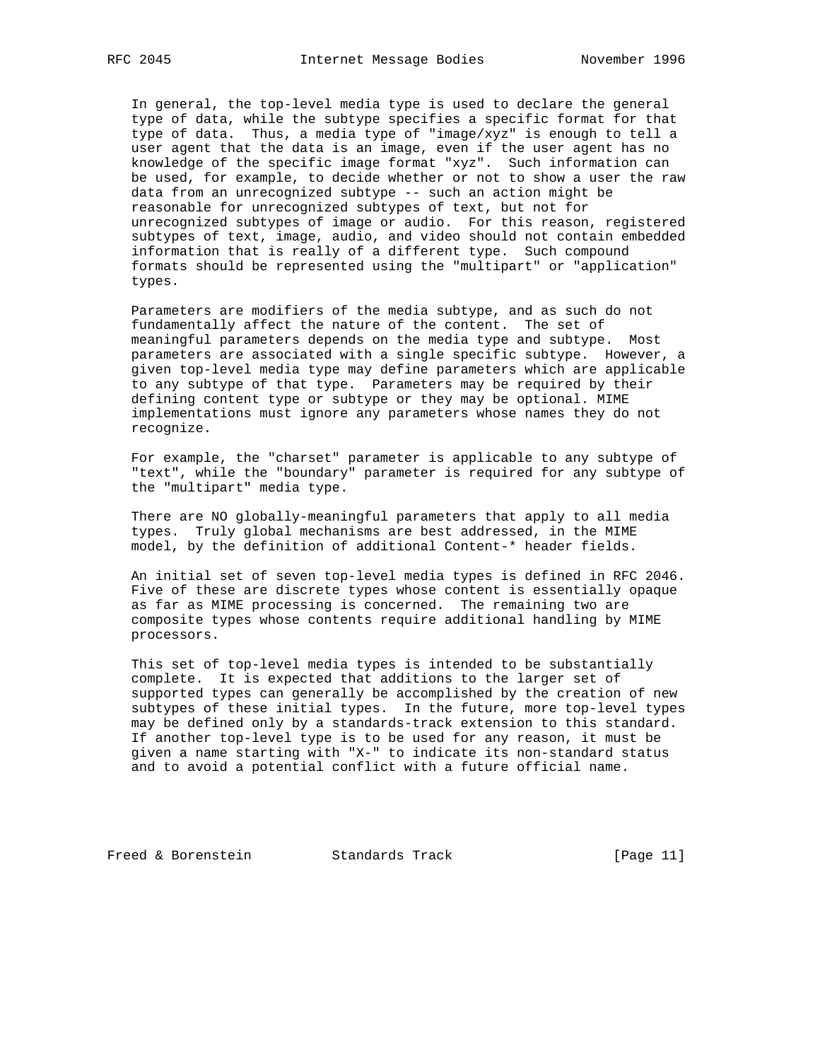In general, the top-level media type is used to declare the general type of data, while the subtype specifies a specific format for that type of data. Thus, a media type of "image/xyz" is enough to tell a user agent that the data is an image, even if the user agent has no knowledge of the specific image format "xyz". Such information can be used, for example, to decide whether or not to show a user the raw data from an unrecognized subtype -- such an action might be reasonable for unrecognized subtypes of text, but not for unrecognized subtypes of image or audio. For this reason, registered subtypes of text, image, audio, and video should not contain embedded information that is really of a different type. Such compound formats should be represented using the "multipart" or "application" types.

Parameters are modifiers of the media subtype, and as such do not fundamentally affect the nature of the content. The set of meaningful parameters depends on the media type and subtype. Most parameters are associated with a single specific subtype. However, a given top-level media type may define parameters which are applicable to any subtype of that type. Parameters may be required by their defining content type or subtype or they may be optional. MIME implementations must ignore any parameters whose names they do not recognize.

For example, the "charset" parameter is applicable to any subtype of "text", while the "boundary" parameter is required for any subtype of the "multipart" media type.

There are NO globally-meaningful parameters that apply to all media types. Truly global mechanisms are best addressed, in the MIME model, by the definition of additional Content-* header fields.

An initial set of seven top-level media types is defined in RFC 2046. Five of these are discrete types whose content is essentially opaque as far as MIME processing is concerned. The remaining two are composite types whose contents require additional handling by MIME processors.

This set of top-level media types is intended to be substantially complete. It is expected that additions to the larger set of supported types can generally be accomplished by the creation of new subtypes of these initial types. In the future, more top-level types may be defined only by a standards-track extension to this standard. If another top-level type is to be used for any reason, it must be given a name starting with "X-" to indicate its non-standard status and to avoid a potential conflict with a future official name.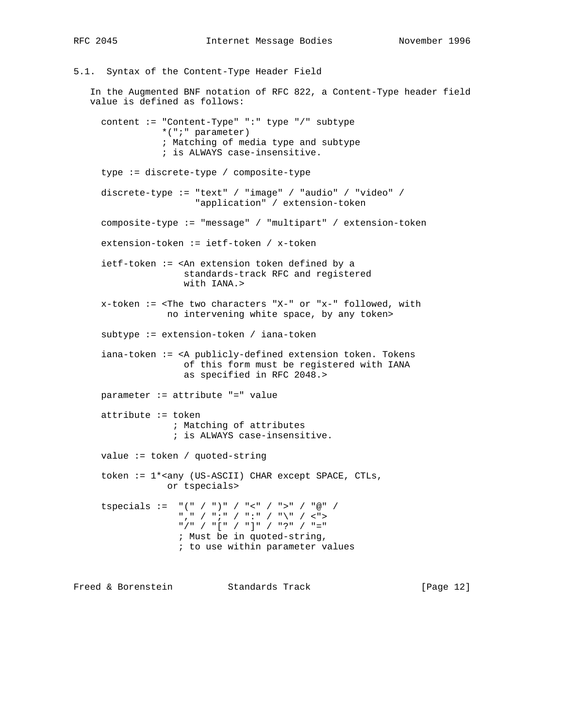## 5.1. Syntax of the Content-Type Header Field

In the Augmented BNF notation of RFC 822, a Content-Type header field value is defined as follows:

```
content := "Content-Type" ":" type "/" subtype
           *(";" parameter)
           ; Matching of media type and subtype
           ; is ALWAYS case-insensitive.

type := discrete-type / composite-type

discrete-type := "text" / "image" / "audio" / "video" /
                 "application" / extension-token

composite-type := "message" / "multipart" / extension-token

extension-token := ietf-token / x-token

ietf-token := <An extension token defined by a
               standards-track RFC and registered
               with IANA.>

x-token := <The two characters "X-" or "x-" followed, with
            no intervening white space, by any token>

subtype := extension-token / iana-token

iana-token := <A publicly-defined extension token. Tokens
               of this form must be registered with IANA
               as specified in RFC 2048.>

parameter := attribute "=" value

attribute := token
             ; Matching of attributes
             ; is ALWAYS case-insensitive.

value := token / quoted-string

token := 1*<any (US-ASCII) CHAR except SPACE, CTLs,
            or tspecials>

tspecials :=  "(" / ")" / "<" / ">" / "@" /
              "," / ";" / ":" / "\" / <">
              "/" / "[" / "]" / "?" / "="
              ; Must be in quoted-string,
              ; to use within parameter values
```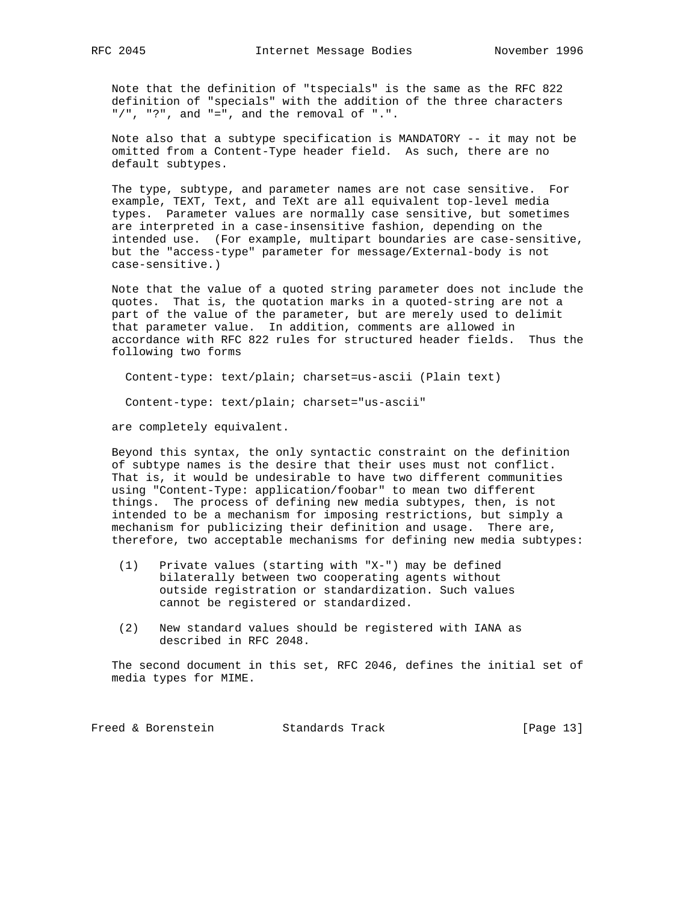Note that the definition of "tspecials" is the same as the RFC 822 definition of "specials" with the addition of the three characters "/", "?", and "=", and the removal of ".".

Note also that a subtype specification is MANDATORY -- it may not be omitted from a Content-Type header field. As such, there are no default subtypes.

The type, subtype, and parameter names are not case sensitive. For example, TEXT, Text, and TeXt are all equivalent top-level media types. Parameter values are normally case sensitive, but sometimes are interpreted in a case-insensitive fashion, depending on the intended use. (For example, multipart boundaries are case-sensitive, but the "access-type" parameter for message/External-body is not case-sensitive.)

Note that the value of a quoted string parameter does not include the quotes. That is, the quotation marks in a quoted-string are not a part of the value of the parameter, but are merely used to delimit that parameter value. In addition, comments are allowed in accordance with RFC 822 rules for structured header fields. Thus the following two forms

```
Content-type: text/plain; charset=us-ascii (Plain text)

Content-type: text/plain; charset="us-ascii"
```

are completely equivalent.

Beyond this syntax, the only syntactic constraint on the definition of subtype names is the desire that their uses must not conflict. That is, it would be undesirable to have two different communities using "Content-Type: application/foobar" to mean two different things. The process of defining new media subtypes, then, is not intended to be a mechanism for imposing restrictions, but simply a mechanism for publicizing their definition and usage. There are, therefore, two acceptable mechanisms for defining new media subtypes:

(1) Private values (starting with "X-") may be defined bilaterally between two cooperating agents without outside registration or standardization. Such values cannot be registered or standardized.

(2) New standard values should be registered with IANA as described in RFC 2048.

The second document in this set, RFC 2046, defines the initial set of media types for MIME.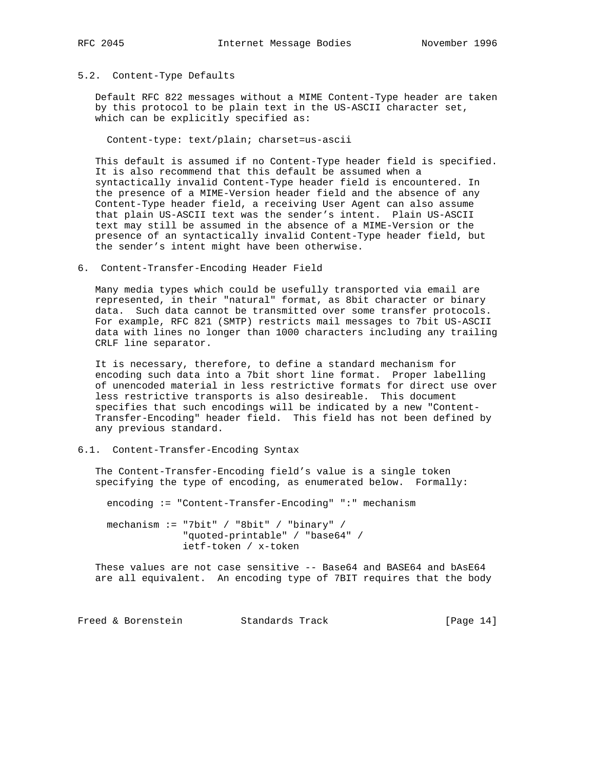### 5.2. Content-Type Defaults

Default RFC 822 messages without a MIME Content-Type header are taken by this protocol to be plain text in the US-ASCII character set, which can be explicitly specified as:

```
Content-type: text/plain; charset=us-ascii
```

This default is assumed if no Content-Type header field is specified. It is also recommend that this default be assumed when a syntactically invalid Content-Type header field is encountered. In the presence of a MIME-Version header field and the absence of any Content-Type header field, a receiving User Agent can also assume that plain US-ASCII text was the sender's intent. Plain US-ASCII text may still be assumed in the absence of a MIME-Version or the presence of an syntactically invalid Content-Type header field, but the sender's intent might have been otherwise.

## 6. Content-Transfer-Encoding Header Field

Many media types which could be usefully transported via email are represented, in their "natural" format, as 8bit character or binary data. Such data cannot be transmitted over some transfer protocols. For example, RFC 821 (SMTP) restricts mail messages to 7bit US-ASCII data with lines no longer than 1000 characters including any trailing CRLF line separator.

It is necessary, therefore, to define a standard mechanism for encoding such data into a 7bit short line format. Proper labelling of unencoded material in less restrictive formats for direct use over less restrictive transports is also desireable. This document specifies that such encodings will be indicated by a new "Content-Transfer-Encoding" header field. This field has not been defined by any previous standard.

### 6.1. Content-Transfer-Encoding Syntax

The Content-Transfer-Encoding field's value is a single token specifying the type of encoding, as enumerated below. Formally:

```
encoding := "Content-Transfer-Encoding" ":" mechanism

mechanism := "7bit" / "8bit" / "binary" /
             "quoted-printable" / "base64" /
             ietf-token / x-token
```

These values are not case sensitive -- Base64 and BASE64 and bAsE64 are all equivalent. An encoding type of 7BIT requires that the body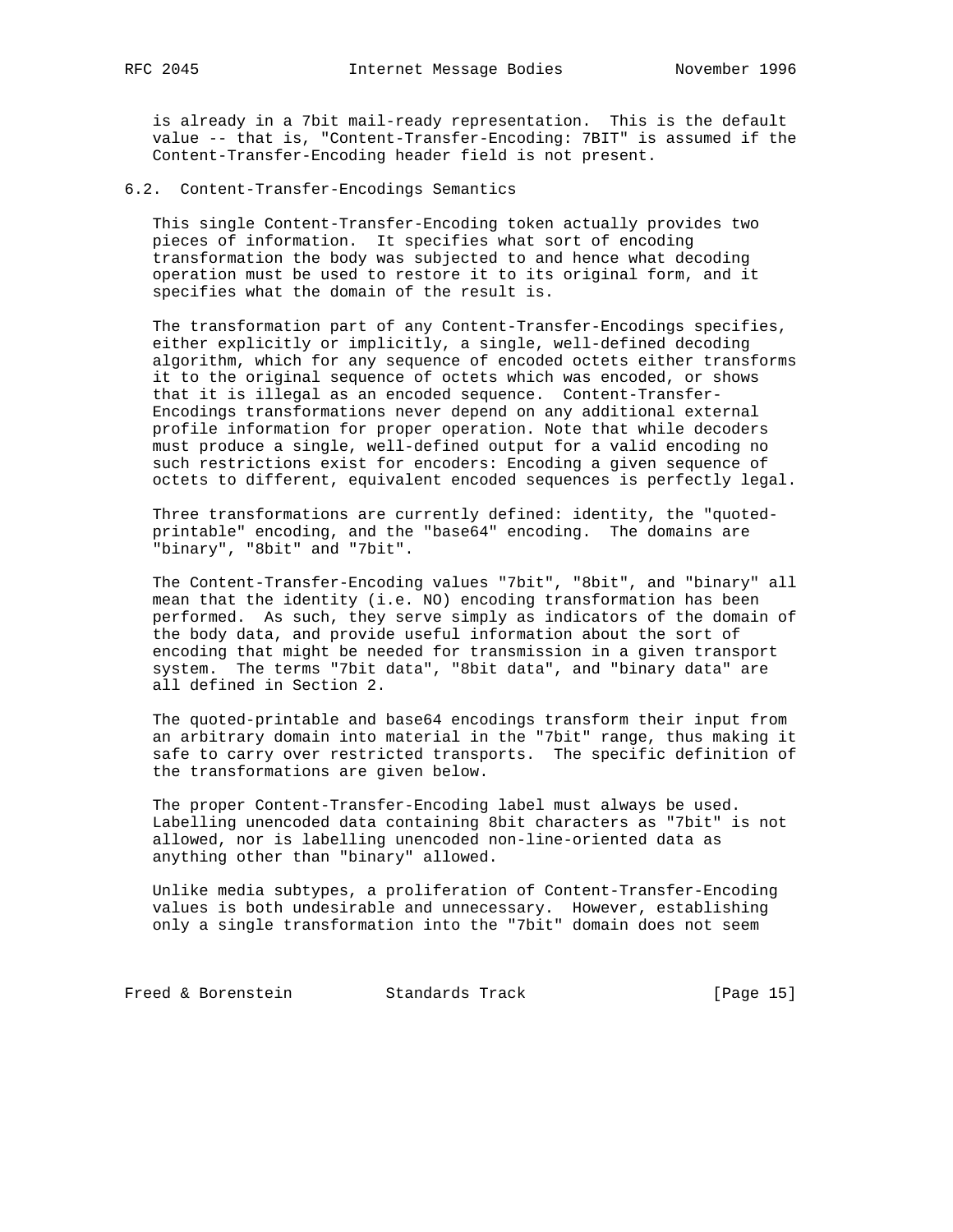is already in a 7bit mail-ready representation. This is the default value -- that is, "Content-Transfer-Encoding: 7BIT" is assumed if the Content-Transfer-Encoding header field is not present.

## 6.2. Content-Transfer-Encodings Semantics

This single Content-Transfer-Encoding token actually provides two pieces of information. It specifies what sort of encoding transformation the body was subjected to and hence what decoding operation must be used to restore it to its original form, and it specifies what the domain of the result is.

The transformation part of any Content-Transfer-Encodings specifies, either explicitly or implicitly, a single, well-defined decoding algorithm, which for any sequence of encoded octets either transforms it to the original sequence of octets which was encoded, or shows that it is illegal as an encoded sequence. Content-Transfer-Encodings transformations never depend on any additional external profile information for proper operation. Note that while decoders must produce a single, well-defined output for a valid encoding no such restrictions exist for encoders: Encoding a given sequence of octets to different, equivalent encoded sequences is perfectly legal.

Three transformations are currently defined: identity, the "quoted-printable" encoding, and the "base64" encoding. The domains are "binary", "8bit" and "7bit".

The Content-Transfer-Encoding values "7bit", "8bit", and "binary" all mean that the identity (i.e. NO) encoding transformation has been performed. As such, they serve simply as indicators of the domain of the body data, and provide useful information about the sort of encoding that might be needed for transmission in a given transport system. The terms "7bit data", "8bit data", and "binary data" are all defined in Section 2.

The quoted-printable and base64 encodings transform their input from an arbitrary domain into material in the "7bit" range, thus making it safe to carry over restricted transports. The specific definition of the transformations are given below.

The proper Content-Transfer-Encoding label must always be used. Labelling unencoded data containing 8bit characters as "7bit" is not allowed, nor is labelling unencoded non-line-oriented data as anything other than "binary" allowed.

Unlike media subtypes, a proliferation of Content-Transfer-Encoding values is both undesirable and unnecessary. However, establishing only a single transformation into the "7bit" domain does not seem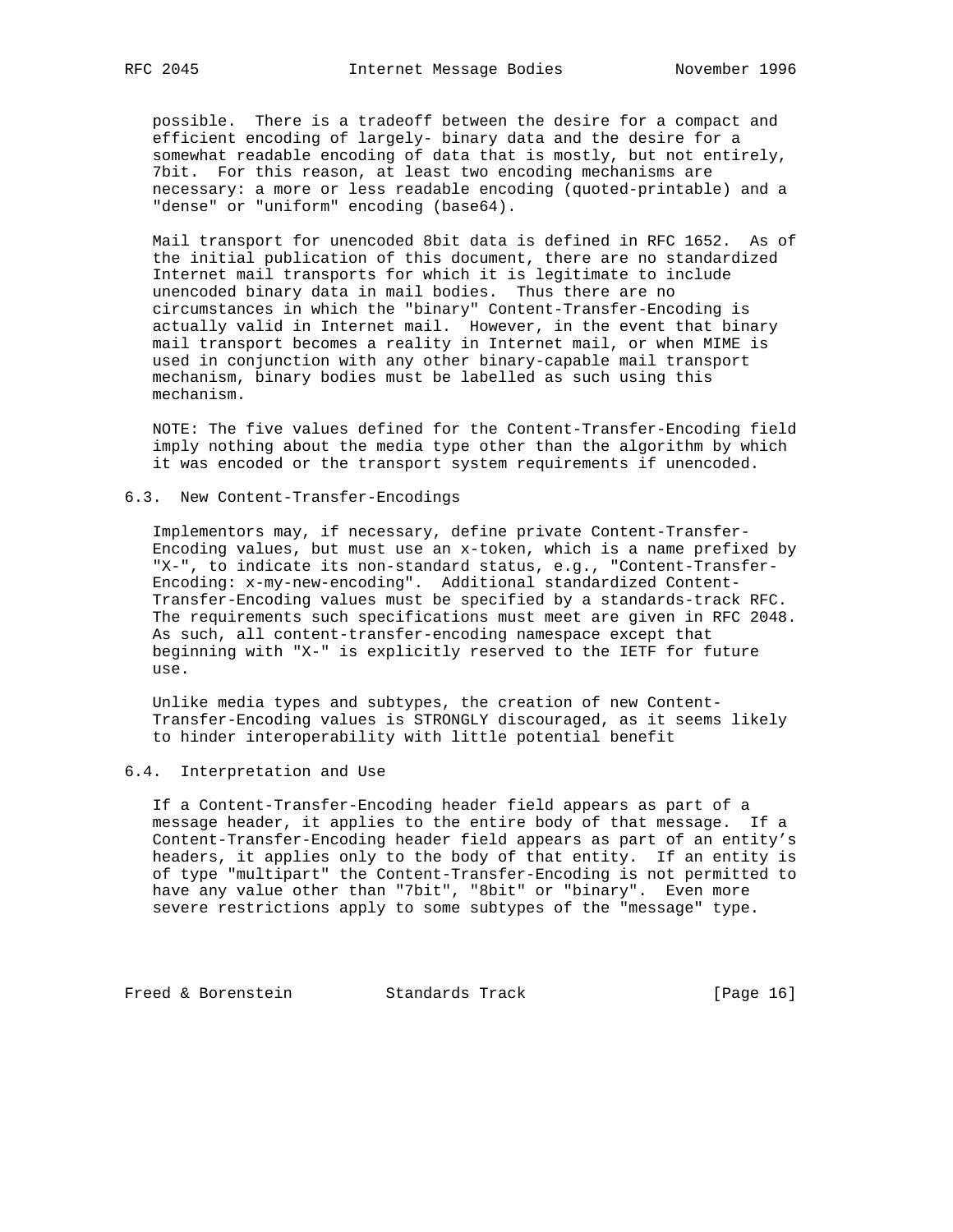possible. There is a tradeoff between the desire for a compact and efficient encoding of largely- binary data and the desire for a somewhat readable encoding of data that is mostly, but not entirely, 7bit. For this reason, at least two encoding mechanisms are necessary: a more or less readable encoding (quoted-printable) and a "dense" or "uniform" encoding (base64).

Mail transport for unencoded 8bit data is defined in RFC 1652. As of the initial publication of this document, there are no standardized Internet mail transports for which it is legitimate to include unencoded binary data in mail bodies. Thus there are no circumstances in which the "binary" Content-Transfer-Encoding is actually valid in Internet mail. However, in the event that binary mail transport becomes a reality in Internet mail, or when MIME is used in conjunction with any other binary-capable mail transport mechanism, binary bodies must be labelled as such using this mechanism.

NOTE: The five values defined for the Content-Transfer-Encoding field imply nothing about the media type other than the algorithm by which it was encoded or the transport system requirements if unencoded.

## 6.3. New Content-Transfer-Encodings

Implementors may, if necessary, define private Content-Transfer-Encoding values, but must use an x-token, which is a name prefixed by "X-", to indicate its non-standard status, e.g., "Content-Transfer-Encoding: x-my-new-encoding". Additional standardized Content-Transfer-Encoding values must be specified by a standards-track RFC. The requirements such specifications must meet are given in RFC 2048. As such, all content-transfer-encoding namespace except that beginning with "X-" is explicitly reserved to the IETF for future use.

Unlike media types and subtypes, the creation of new Content-Transfer-Encoding values is STRONGLY discouraged, as it seems likely to hinder interoperability with little potential benefit

## 6.4. Interpretation and Use

If a Content-Transfer-Encoding header field appears as part of a message header, it applies to the entire body of that message. If a Content-Transfer-Encoding header field appears as part of an entity's headers, it applies only to the body of that entity. If an entity is of type "multipart" the Content-Transfer-Encoding is not permitted to have any value other than "7bit", "8bit" or "binary". Even more severe restrictions apply to some subtypes of the "message" type.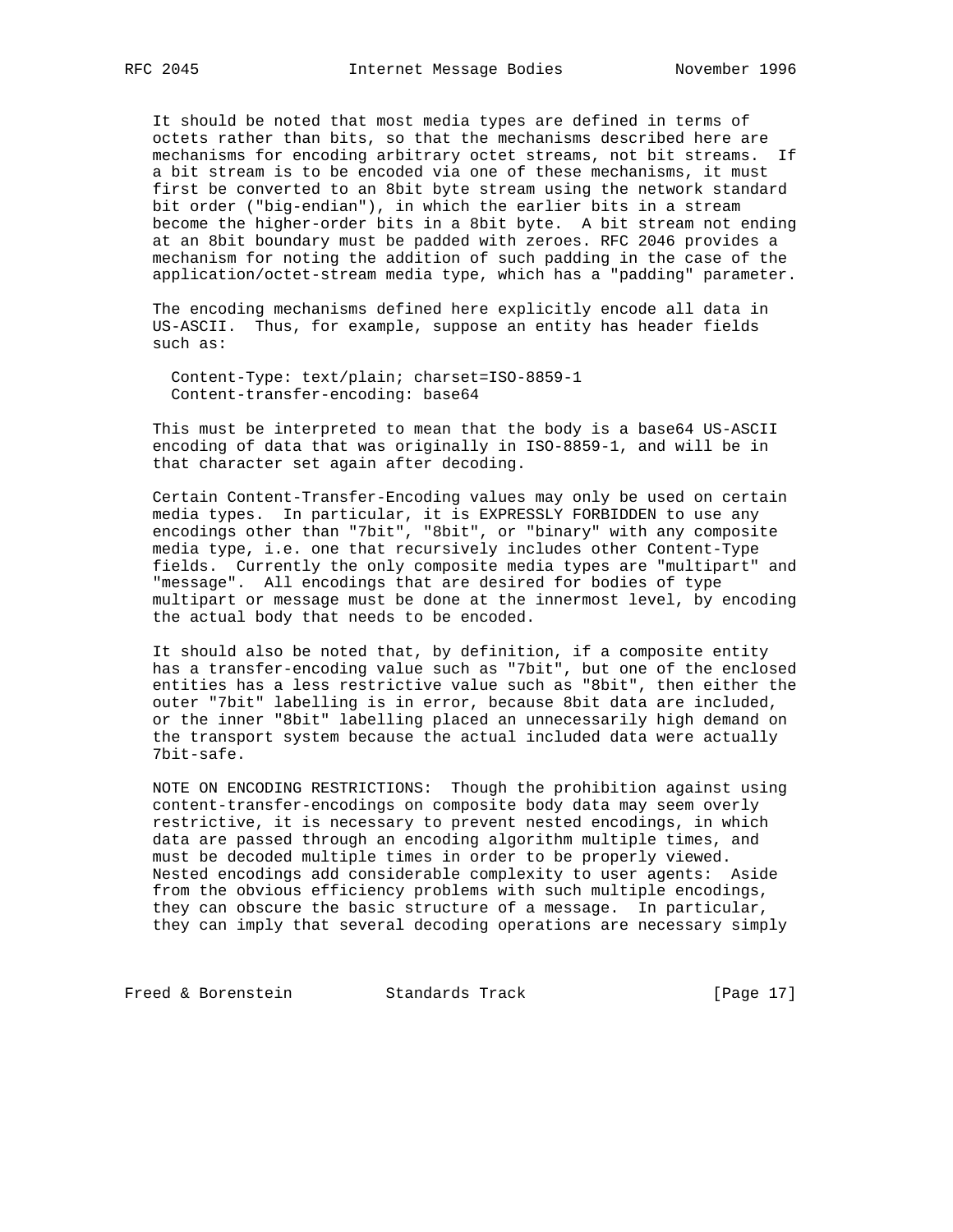It should be noted that most media types are defined in terms of octets rather than bits, so that the mechanisms described here are mechanisms for encoding arbitrary octet streams, not bit streams. If a bit stream is to be encoded via one of these mechanisms, it must first be converted to an 8bit byte stream using the network standard bit order ("big-endian"), in which the earlier bits in a stream become the higher-order bits in a 8bit byte. A bit stream not ending at an 8bit boundary must be padded with zeroes. RFC 2046 provides a mechanism for noting the addition of such padding in the case of the application/octet-stream media type, which has a "padding" parameter.

The encoding mechanisms defined here explicitly encode all data in US-ASCII. Thus, for example, suppose an entity has header fields such as:

```
Content-Type: text/plain; charset=ISO-8859-1
Content-transfer-encoding: base64
```

This must be interpreted to mean that the body is a base64 US-ASCII encoding of data that was originally in ISO-8859-1, and will be in that character set again after decoding.

Certain Content-Transfer-Encoding values may only be used on certain media types. In particular, it is EXPRESSLY FORBIDDEN to use any encodings other than "7bit", "8bit", or "binary" with any composite media type, i.e. one that recursively includes other Content-Type fields. Currently the only composite media types are "multipart" and "message". All encodings that are desired for bodies of type multipart or message must be done at the innermost level, by encoding the actual body that needs to be encoded.

It should also be noted that, by definition, if a composite entity has a transfer-encoding value such as "7bit", but one of the enclosed entities has a less restrictive value such as "8bit", then either the outer "7bit" labelling is in error, because 8bit data are included, or the inner "8bit" labelling placed an unnecessarily high demand on the transport system because the actual included data were actually 7bit-safe.

NOTE ON ENCODING RESTRICTIONS: Though the prohibition against using content-transfer-encodings on composite body data may seem overly restrictive, it is necessary to prevent nested encodings, in which data are passed through an encoding algorithm multiple times, and must be decoded multiple times in order to be properly viewed. Nested encodings add considerable complexity to user agents: Aside from the obvious efficiency problems with such multiple encodings, they can obscure the basic structure of a message. In particular, they can imply that several decoding operations are necessary simply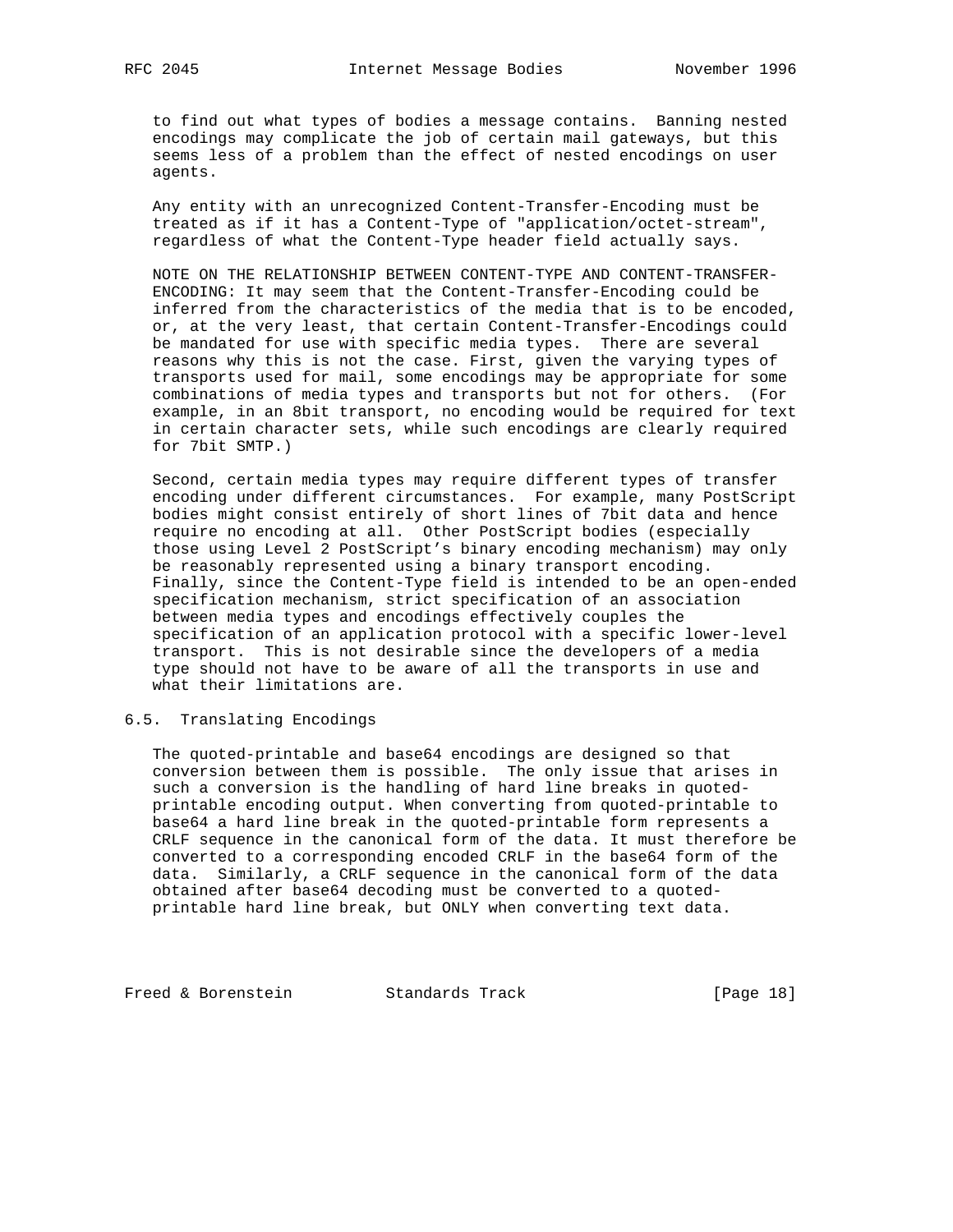to find out what types of bodies a message contains. Banning nested encodings may complicate the job of certain mail gateways, but this seems less of a problem than the effect of nested encodings on user agents.

Any entity with an unrecognized Content-Transfer-Encoding must be treated as if it has a Content-Type of "application/octet-stream", regardless of what the Content-Type header field actually says.

NOTE ON THE RELATIONSHIP BETWEEN CONTENT-TYPE AND CONTENT-TRANSFER-ENCODING: It may seem that the Content-Transfer-Encoding could be inferred from the characteristics of the media that is to be encoded, or, at the very least, that certain Content-Transfer-Encodings could be mandated for use with specific media types. There are several reasons why this is not the case. First, given the varying types of transports used for mail, some encodings may be appropriate for some combinations of media types and transports but not for others. (For example, in an 8bit transport, no encoding would be required for text in certain character sets, while such encodings are clearly required for 7bit SMTP.)

Second, certain media types may require different types of transfer encoding under different circumstances. For example, many PostScript bodies might consist entirely of short lines of 7bit data and hence require no encoding at all. Other PostScript bodies (especially those using Level 2 PostScript's binary encoding mechanism) may only be reasonably represented using a binary transport encoding. Finally, since the Content-Type field is intended to be an open-ended specification mechanism, strict specification of an association between media types and encodings effectively couples the specification of an application protocol with a specific lower-level transport. This is not desirable since the developers of a media type should not have to be aware of all the transports in use and what their limitations are.

## 6.5. Translating Encodings

The quoted-printable and base64 encodings are designed so that conversion between them is possible. The only issue that arises in such a conversion is the handling of hard line breaks in quoted-printable encoding output. When converting from quoted-printable to base64 a hard line break in the quoted-printable form represents a CRLF sequence in the canonical form of the data. It must therefore be converted to a corresponding encoded CRLF in the base64 form of the data. Similarly, a CRLF sequence in the canonical form of the data obtained after base64 decoding must be converted to a quoted-printable hard line break, but ONLY when converting text data.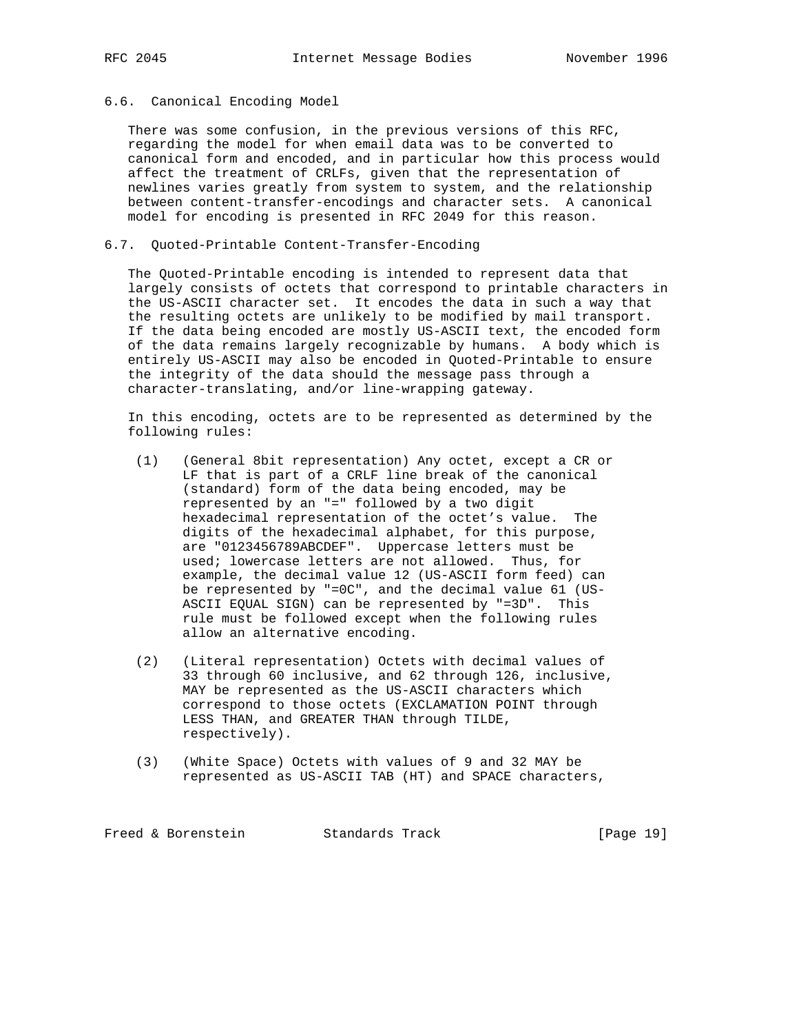## 6.6. Canonical Encoding Model

There was some confusion, in the previous versions of this RFC, regarding the model for when email data was to be converted to canonical form and encoded, and in particular how this process would affect the treatment of CRLFs, given that the representation of newlines varies greatly from system to system, and the relationship between content-transfer-encodings and character sets. A canonical model for encoding is presented in RFC 2049 for this reason.

## 6.7. Quoted-Printable Content-Transfer-Encoding

The Quoted-Printable encoding is intended to represent data that largely consists of octets that correspond to printable characters in the US-ASCII character set. It encodes the data in such a way that the resulting octets are unlikely to be modified by mail transport. If the data being encoded are mostly US-ASCII text, the encoded form of the data remains largely recognizable by humans. A body which is entirely US-ASCII may also be encoded in Quoted-Printable to ensure the integrity of the data should the message pass through a character-translating, and/or line-wrapping gateway.

In this encoding, octets are to be represented as determined by the following rules:

(1) (General 8bit representation) Any octet, except a CR or LF that is part of a CRLF line break of the canonical (standard) form of the data being encoded, may be represented by an "=" followed by a two digit hexadecimal representation of the octet's value. The digits of the hexadecimal alphabet, for this purpose, are "0123456789ABCDEF". Uppercase letters must be used; lowercase letters are not allowed. Thus, for example, the decimal value 12 (US-ASCII form feed) can be represented by "=0C", and the decimal value 61 (US-ASCII EQUAL SIGN) can be represented by "=3D". This rule must be followed except when the following rules allow an alternative encoding.

(2) (Literal representation) Octets with decimal values of 33 through 60 inclusive, and 62 through 126, inclusive, MAY be represented as the US-ASCII characters which correspond to those octets (EXCLAMATION POINT through LESS THAN, and GREATER THAN through TILDE, respectively).

(3) (White Space) Octets with values of 9 and 32 MAY be represented as US-ASCII TAB (HT) and SPACE characters,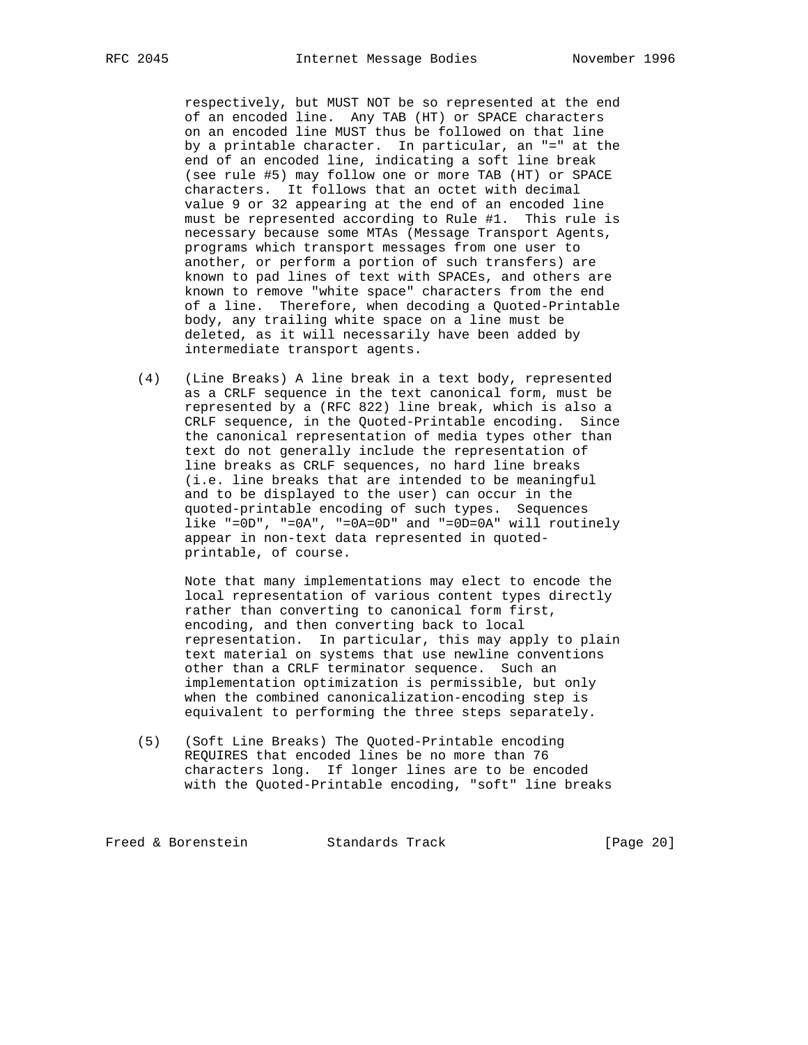respectively, but MUST NOT be so represented at the end of an encoded line. Any TAB (HT) or SPACE characters on an encoded line MUST thus be followed on that line by a printable character. In particular, an "=" at the end of an encoded line, indicating a soft line break (see rule #5) may follow one or more TAB (HT) or SPACE characters. It follows that an octet with decimal value 9 or 32 appearing at the end of an encoded line must be represented according to Rule #1. This rule is necessary because some MTAs (Message Transport Agents, programs which transport messages from one user to another, or perform a portion of such transfers) are known to pad lines of text with SPACEs, and others are known to remove "white space" characters from the end of a line. Therefore, when decoding a Quoted-Printable body, any trailing white space on a line must be deleted, as it will necessarily have been added by intermediate transport agents.

(4) (Line Breaks) A line break in a text body, represented as a CRLF sequence in the text canonical form, must be represented by a (RFC 822) line break, which is also a CRLF sequence, in the Quoted-Printable encoding. Since the canonical representation of media types other than text do not generally include the representation of line breaks as CRLF sequences, no hard line breaks (i.e. line breaks that are intended to be meaningful and to be displayed to the user) can occur in the quoted-printable encoding of such types. Sequences like "=0D", "=0A", "=0A=0D" and "=0D=0A" will routinely appear in non-text data represented in quoted-printable, of course.

Note that many implementations may elect to encode the local representation of various content types directly rather than converting to canonical form first, encoding, and then converting back to local representation. In particular, this may apply to plain text material on systems that use newline conventions other than a CRLF terminator sequence. Such an implementation optimization is permissible, but only when the combined canonicalization-encoding step is equivalent to performing the three steps separately.

(5) (Soft Line Breaks) The Quoted-Printable encoding REQUIRES that encoded lines be no more than 76 characters long. If longer lines are to be encoded with the Quoted-Printable encoding, "soft" line breaks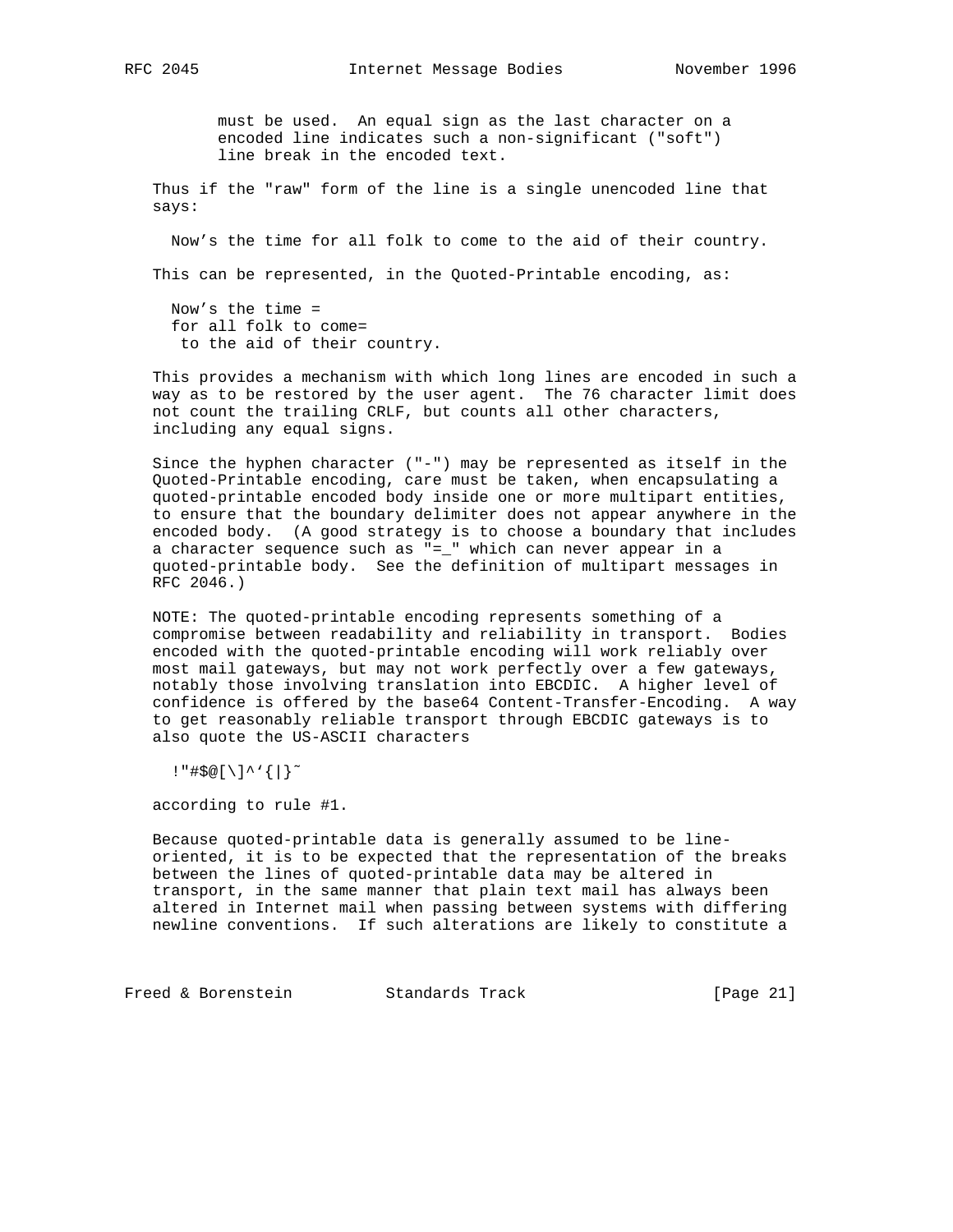must be used. An equal sign as the last character on a encoded line indicates such a non-significant ("soft") line break in the encoded text.

Thus if the "raw" form of the line is a single unencoded line that says:

```
Now's the time for all folk to come to the aid of their country.
```

This can be represented, in the Quoted-Printable encoding, as:

```
Now's the time =
for all folk to come=
 to the aid of their country.
```

This provides a mechanism with which long lines are encoded in such a way as to be restored by the user agent. The 76 character limit does not count the trailing CRLF, but counts all other characters, including any equal signs.

Since the hyphen character ("-") may be represented as itself in the Quoted-Printable encoding, care must be taken, when encapsulating a quoted-printable encoded body inside one or more multipart entities, to ensure that the boundary delimiter does not appear anywhere in the encoded body. (A good strategy is to choose a boundary that includes a character sequence such as "=_" which can never appear in a quoted-printable body. See the definition of multipart messages in RFC 2046.)

NOTE: The quoted-printable encoding represents something of a compromise between readability and reliability in transport. Bodies encoded with the quoted-printable encoding will work reliably over most mail gateways, but may not work perfectly over a few gateways, notably those involving translation into EBCDIC. A higher level of confidence is offered by the base64 Content-Transfer-Encoding. A way to get reasonably reliable transport through EBCDIC gateways is to also quote the US-ASCII characters

```
!"#$@[\]^`{|}~
```

according to rule #1.

Because quoted-printable data is generally assumed to be line-oriented, it is to be expected that the representation of the breaks between the lines of quoted-printable data may be altered in transport, in the same manner that plain text mail has always been altered in Internet mail when passing between systems with differing newline conventions. If such alterations are likely to constitute a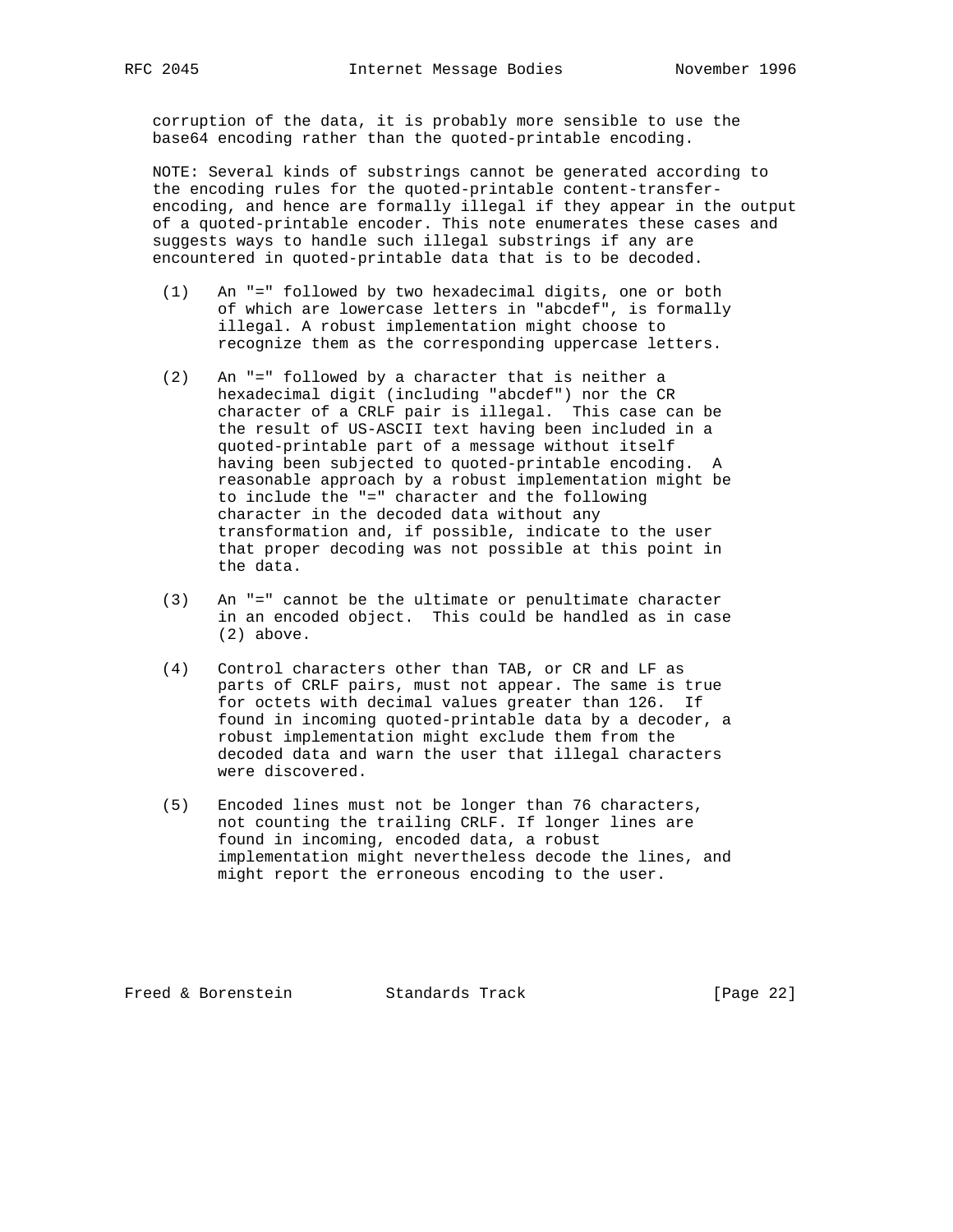corruption of the data, it is probably more sensible to use the base64 encoding rather than the quoted-printable encoding.

NOTE: Several kinds of substrings cannot be generated according to the encoding rules for the quoted-printable content-transfer-encoding, and hence are formally illegal if they appear in the output of a quoted-printable encoder. This note enumerates these cases and suggests ways to handle such illegal substrings if any are encountered in quoted-printable data that is to be decoded.

(1) An "=" followed by two hexadecimal digits, one or both of which are lowercase letters in "abcdef", is formally illegal. A robust implementation might choose to recognize them as the corresponding uppercase letters.

(2) An "=" followed by a character that is neither a hexadecimal digit (including "abcdef") nor the CR character of a CRLF pair is illegal. This case can be the result of US-ASCII text having been included in a quoted-printable part of a message without itself having been subjected to quoted-printable encoding. A reasonable approach by a robust implementation might be to include the "=" character and the following character in the decoded data without any transformation and, if possible, indicate to the user that proper decoding was not possible at this point in the data.

(3) An "=" cannot be the ultimate or penultimate character in an encoded object. This could be handled as in case (2) above.

(4) Control characters other than TAB, or CR and LF as parts of CRLF pairs, must not appear. The same is true for octets with decimal values greater than 126. If found in incoming quoted-printable data by a decoder, a robust implementation might exclude them from the decoded data and warn the user that illegal characters were discovered.

(5) Encoded lines must not be longer than 76 characters, not counting the trailing CRLF. If longer lines are found in incoming, encoded data, a robust implementation might nevertheless decode the lines, and might report the erroneous encoding to the user.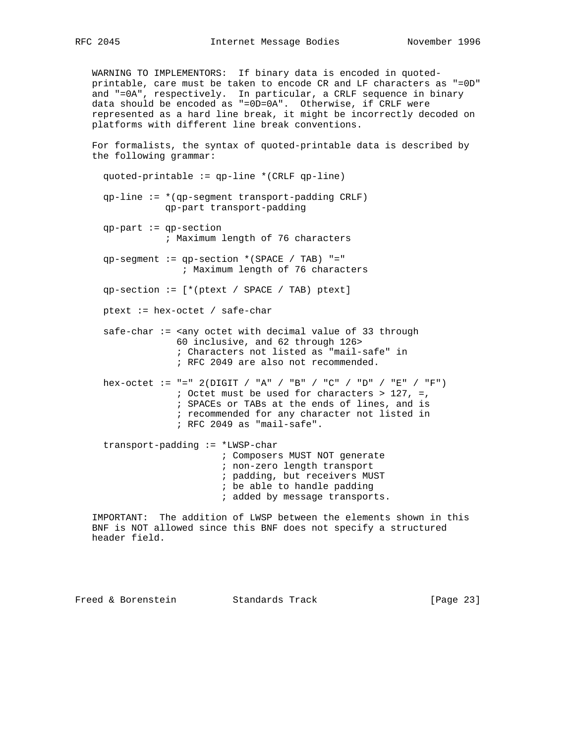WARNING TO IMPLEMENTORS: If binary data is encoded in quoted-printable, care must be taken to encode CR and LF characters as "=0D" and "=0A", respectively. In particular, a CRLF sequence in binary data should be encoded as "=0D=0A". Otherwise, if CRLF were represented as a hard line break, it might be incorrectly decoded on platforms with different line break conventions.

For formalists, the syntax of quoted-printable data is described by the following grammar:

```
  quoted-printable := qp-line *(CRLF qp-line)

  qp-line := *(qp-segment transport-padding CRLF)
             qp-part transport-padding

  qp-part := qp-section
             ; Maximum length of 76 characters

  qp-segment := qp-section *(SPACE / TAB) "="
                ; Maximum length of 76 characters

  qp-section := [*(ptext / SPACE / TAB) ptext]

  ptext := hex-octet / safe-char

  safe-char := <any octet with decimal value of 33 through
               60 inclusive, and 62 through 126>
               ; Characters not listed as "mail-safe" in
               ; RFC 2049 are also not recommended.

  hex-octet := "=" 2(DIGIT / "A" / "B" / "C" / "D" / "E" / "F")
               ; Octet must be used for characters > 127, =,
               ; SPACEs or TABs at the ends of lines, and is
               ; recommended for any character not listed in
               ; RFC 2049 as "mail-safe".

  transport-padding := *LWSP-char
                       ; Composers MUST NOT generate
                       ; non-zero length transport
                       ; padding, but receivers MUST
                       ; be able to handle padding
                       ; added by message transports.
```

IMPORTANT: The addition of LWSP between the elements shown in this BNF is NOT allowed since this BNF does not specify a structured header field.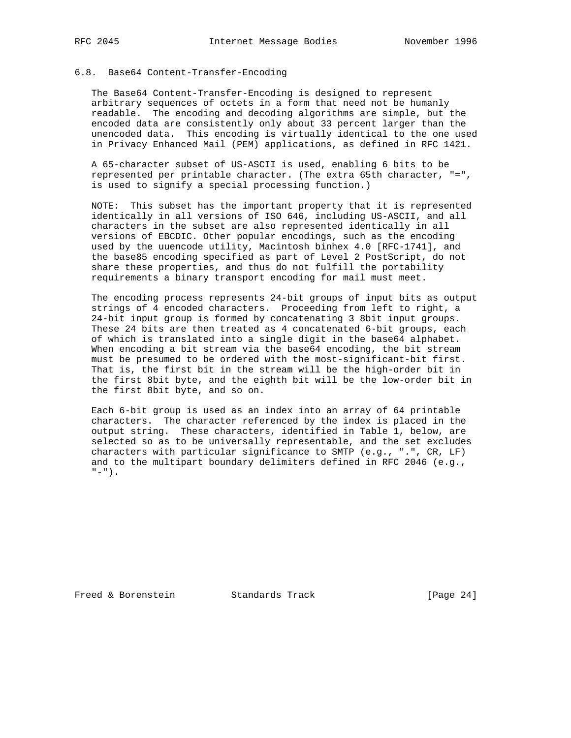## 6.8. Base64 Content-Transfer-Encoding

The Base64 Content-Transfer-Encoding is designed to represent arbitrary sequences of octets in a form that need not be humanly readable. The encoding and decoding algorithms are simple, but the encoded data are consistently only about 33 percent larger than the unencoded data. This encoding is virtually identical to the one used in Privacy Enhanced Mail (PEM) applications, as defined in RFC 1421.

A 65-character subset of US-ASCII is used, enabling 6 bits to be represented per printable character. (The extra 65th character, "=", is used to signify a special processing function.)

NOTE: This subset has the important property that it is represented identically in all versions of ISO 646, including US-ASCII, and all characters in the subset are also represented identically in all versions of EBCDIC. Other popular encodings, such as the encoding used by the uuencode utility, Macintosh binhex 4.0 [RFC-1741], and the base85 encoding specified as part of Level 2 PostScript, do not share these properties, and thus do not fulfill the portability requirements a binary transport encoding for mail must meet.

The encoding process represents 24-bit groups of input bits as output strings of 4 encoded characters. Proceeding from left to right, a 24-bit input group is formed by concatenating 3 8bit input groups. These 24 bits are then treated as 4 concatenated 6-bit groups, each of which is translated into a single digit in the base64 alphabet. When encoding a bit stream via the base64 encoding, the bit stream must be presumed to be ordered with the most-significant-bit first. That is, the first bit in the stream will be the high-order bit in the first 8bit byte, and the eighth bit will be the low-order bit in the first 8bit byte, and so on.

Each 6-bit group is used as an index into an array of 64 printable characters. The character referenced by the index is placed in the output string. These characters, identified in Table 1, below, are selected so as to be universally representable, and the set excludes characters with particular significance to SMTP (e.g., ".", CR, LF) and to the multipart boundary delimiters defined in RFC 2046 (e.g., "-").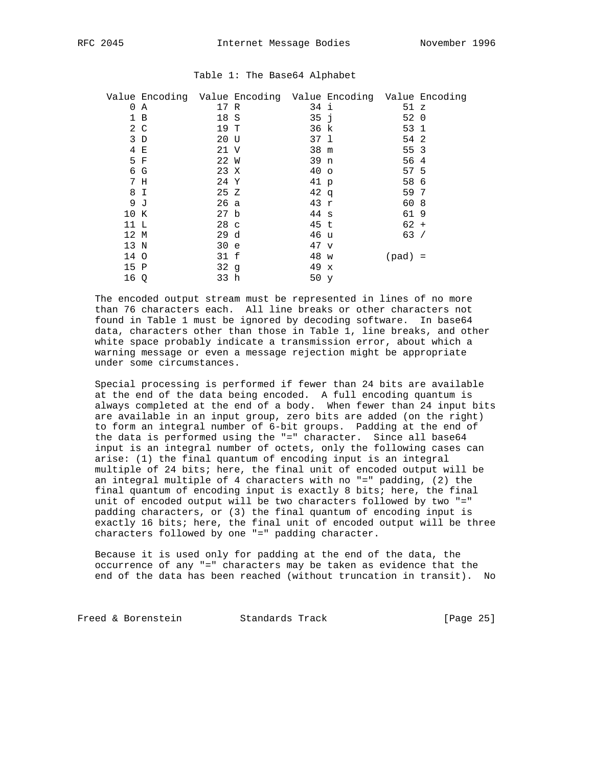Table 1: The Base64 Alphabet

| Value | Encoding | Value | Encoding | Value | Encoding | Value | Encoding |
|---|---|---|---|---|---|---|---|
| 0 | A | 17 | R | 34 | i | 51 | z |
| 1 | B | 18 | S | 35 | j | 52 | 0 |
| 2 | C | 19 | T | 36 | k | 53 | 1 |
| 3 | D | 20 | U | 37 | l | 54 | 2 |
| 4 | E | 21 | V | 38 | m | 55 | 3 |
| 5 | F | 22 | W | 39 | n | 56 | 4 |
| 6 | G | 23 | X | 40 | o | 57 | 5 |
| 7 | H | 24 | Y | 41 | p | 58 | 6 |
| 8 | I | 25 | Z | 42 | q | 59 | 7 |
| 9 | J | 26 | a | 43 | r | 60 | 8 |
| 10 | K | 27 | b | 44 | s | 61 | 9 |
| 11 | L | 28 | c | 45 | t | 62 | + |
| 12 | M | 29 | d | 46 | u | 63 | / |
| 13 | N | 30 | e | 47 | v | | |
| 14 | O | 31 | f | 48 | w | (pad) | = |
| 15 | P | 32 | g | 49 | x | | |
| 16 | Q | 33 | h | 50 | y | | |

The encoded output stream must be represented in lines of no more than 76 characters each. All line breaks or other characters not found in Table 1 must be ignored by decoding software. In base64 data, characters other than those in Table 1, line breaks, and other white space probably indicate a transmission error, about which a warning message or even a message rejection might be appropriate under some circumstances.

Special processing is performed if fewer than 24 bits are available at the end of the data being encoded. A full encoding quantum is always completed at the end of a body. When fewer than 24 input bits are available in an input group, zero bits are added (on the right) to form an integral number of 6-bit groups. Padding at the end of the data is performed using the "=" character. Since all base64 input is an integral number of octets, only the following cases can arise: (1) the final quantum of encoding input is an integral multiple of 24 bits; here, the final unit of encoded output will be an integral multiple of 4 characters with no "=" padding, (2) the final quantum of encoding input is exactly 8 bits; here, the final unit of encoded output will be two characters followed by two "=" padding characters, or (3) the final quantum of encoding input is exactly 16 bits; here, the final unit of encoded output will be three characters followed by one "=" padding character.

Because it is used only for padding at the end of the data, the occurrence of any "=" characters may be taken as evidence that the end of the data has been reached (without truncation in transit). No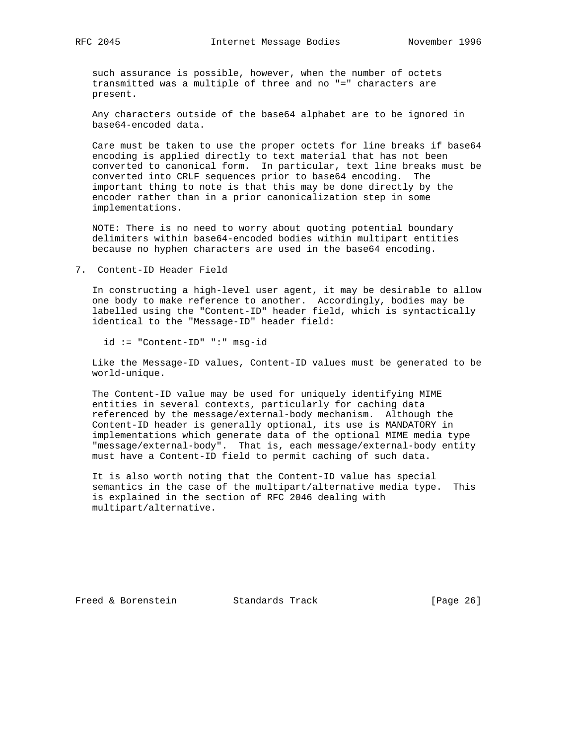such assurance is possible, however, when the number of octets transmitted was a multiple of three and no "=" characters are present.

Any characters outside of the base64 alphabet are to be ignored in base64-encoded data.

Care must be taken to use the proper octets for line breaks if base64 encoding is applied directly to text material that has not been converted to canonical form. In particular, text line breaks must be converted into CRLF sequences prior to base64 encoding. The important thing to note is that this may be done directly by the encoder rather than in a prior canonicalization step in some implementations.

NOTE: There is no need to worry about quoting potential boundary delimiters within base64-encoded bodies within multipart entities because no hyphen characters are used in the base64 encoding.

## 7. Content-ID Header Field

In constructing a high-level user agent, it may be desirable to allow one body to make reference to another. Accordingly, bodies may be labelled using the "Content-ID" header field, which is syntactically identical to the "Message-ID" header field:

```
id := "Content-ID" ":" msg-id
```

Like the Message-ID values, Content-ID values must be generated to be world-unique.

The Content-ID value may be used for uniquely identifying MIME entities in several contexts, particularly for caching data referenced by the message/external-body mechanism. Although the Content-ID header is generally optional, its use is MANDATORY in implementations which generate data of the optional MIME media type "message/external-body". That is, each message/external-body entity must have a Content-ID field to permit caching of such data.

It is also worth noting that the Content-ID value has special semantics in the case of the multipart/alternative media type. This is explained in the section of RFC 2046 dealing with multipart/alternative.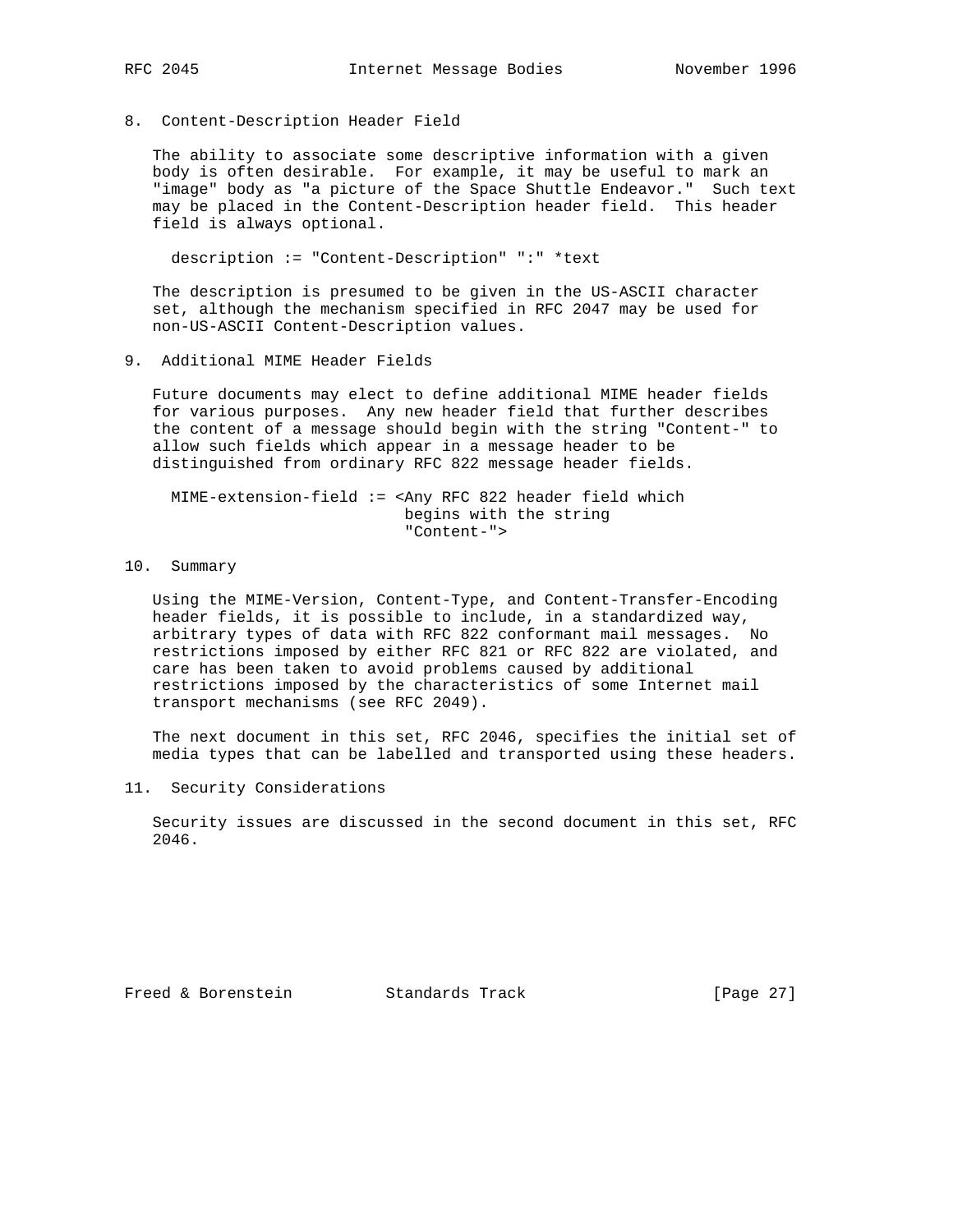## 8. Content-Description Header Field

The ability to associate some descriptive information with a given body is often desirable. For example, it may be useful to mark an "image" body as "a picture of the Space Shuttle Endeavor." Such text may be placed in the Content-Description header field. This header field is always optional.

```
description := "Content-Description" ":" *text
```

The description is presumed to be given in the US-ASCII character set, although the mechanism specified in RFC 2047 may be used for non-US-ASCII Content-Description values.

## 9. Additional MIME Header Fields

Future documents may elect to define additional MIME header fields for various purposes. Any new header field that further describes the content of a message should begin with the string "Content-" to allow such fields which appear in a message header to be distinguished from ordinary RFC 822 message header fields.

```
MIME-extension-field := <Any RFC 822 header field which
                         begins with the string
                         "Content-">
```

## 10. Summary

Using the MIME-Version, Content-Type, and Content-Transfer-Encoding header fields, it is possible to include, in a standardized way, arbitrary types of data with RFC 822 conformant mail messages. No restrictions imposed by either RFC 821 or RFC 822 are violated, and care has been taken to avoid problems caused by additional restrictions imposed by the characteristics of some Internet mail transport mechanisms (see RFC 2049).

The next document in this set, RFC 2046, specifies the initial set of media types that can be labelled and transported using these headers.

## 11. Security Considerations

Security issues are discussed in the second document in this set, RFC 2046.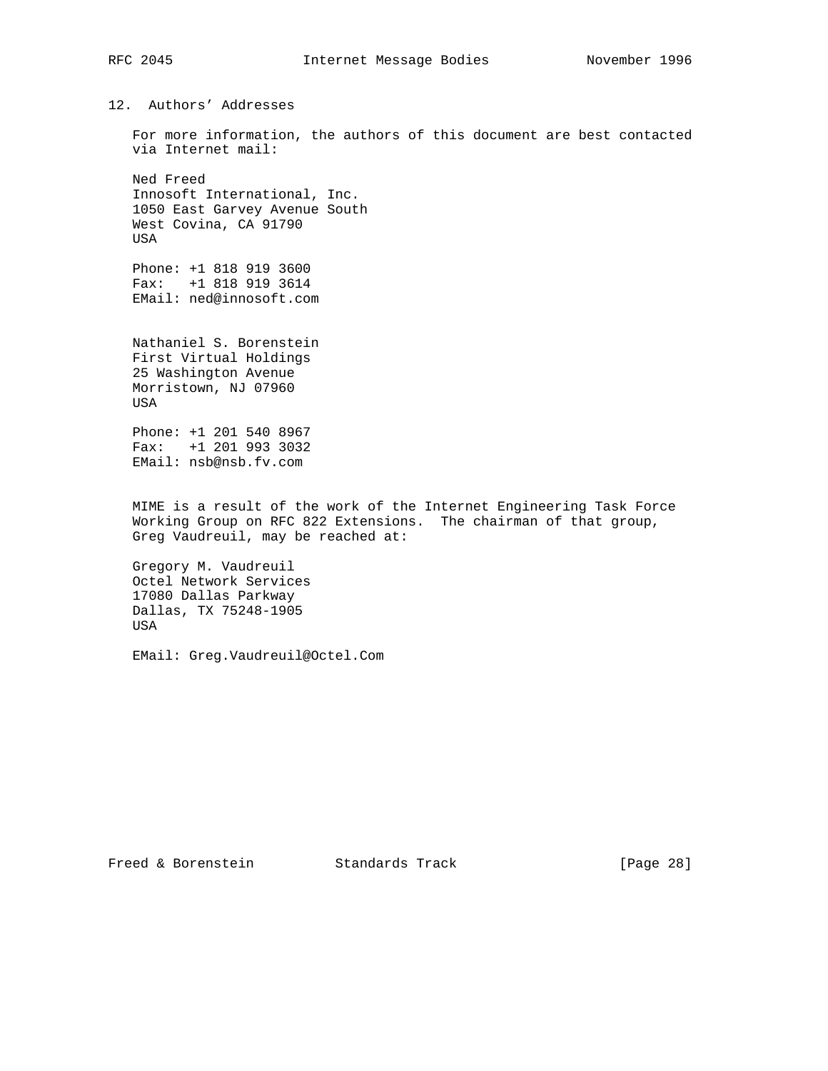## 12. Authors' Addresses

For more information, the authors of this document are best contacted via Internet mail:

Ned Freed
Innosoft International, Inc.
1050 East Garvey Avenue South
West Covina, CA 91790
USA

Phone: +1 818 919 3600
Fax: +1 818 919 3614
EMail: ned@innosoft.com

Nathaniel S. Borenstein
First Virtual Holdings
25 Washington Avenue
Morristown, NJ 07960
USA

Phone: +1 201 540 8967
Fax: +1 201 993 3032
EMail: nsb@nsb.fv.com

MIME is a result of the work of the Internet Engineering Task Force Working Group on RFC 822 Extensions. The chairman of that group, Greg Vaudreuil, may be reached at:

Gregory M. Vaudreuil
Octel Network Services
17080 Dallas Parkway
Dallas, TX 75248-1905
USA

EMail: Greg.Vaudreuil@Octel.Com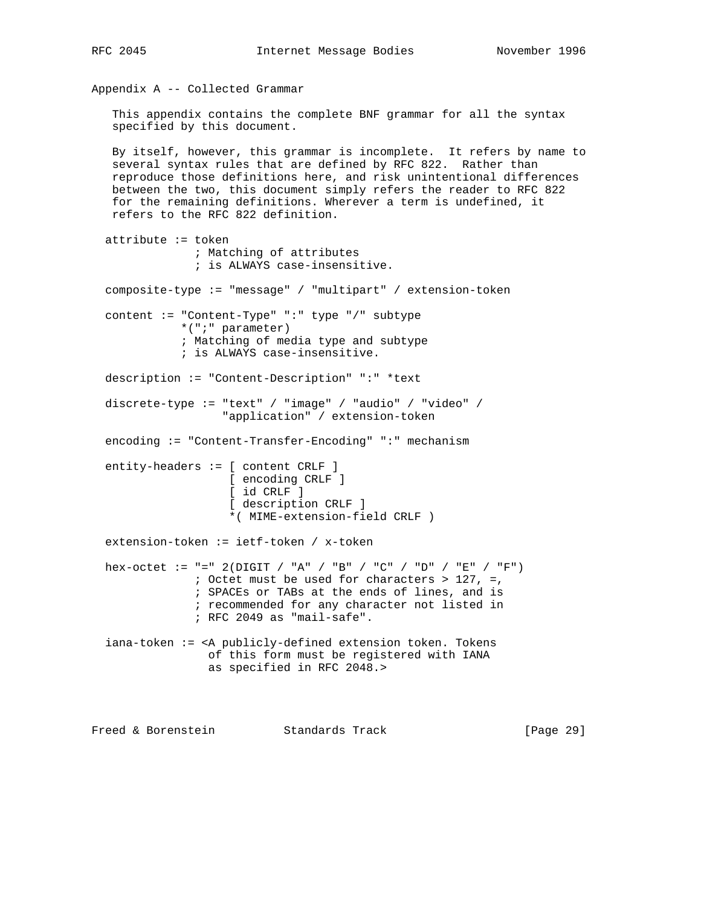## Appendix A -- Collected Grammar

This appendix contains the complete BNF grammar for all the syntax specified by this document.

By itself, however, this grammar is incomplete. It refers by name to several syntax rules that are defined by RFC 822. Rather than reproduce those definitions here, and risk unintentional differences between the two, this document simply refers the reader to RFC 822 for the remaining definitions. Wherever a term is undefined, it refers to the RFC 822 definition.

```
attribute := token
             ; Matching of attributes
             ; is ALWAYS case-insensitive.

composite-type := "message" / "multipart" / extension-token

content := "Content-Type" ":" type "/" subtype
           *(";" parameter)
           ; Matching of media type and subtype
           ; is ALWAYS case-insensitive.

description := "Content-Description" ":" *text

discrete-type := "text" / "image" / "audio" / "video" /
                 "application" / extension-token

encoding := "Content-Transfer-Encoding" ":" mechanism

entity-headers := [ content CRLF ]
                  [ encoding CRLF ]
                  [ id CRLF ]
                  [ description CRLF ]
                  *( MIME-extension-field CRLF )

extension-token := ietf-token / x-token

hex-octet := "=" 2(DIGIT / "A" / "B" / "C" / "D" / "E" / "F")
             ; Octet must be used for characters > 127, =,
             ; SPACEs or TABs at the ends of lines, and is
             ; recommended for any character not listed in
             ; RFC 2049 as "mail-safe".

iana-token := <A publicly-defined extension token. Tokens
               of this form must be registered with IANA
               as specified in RFC 2048.>
```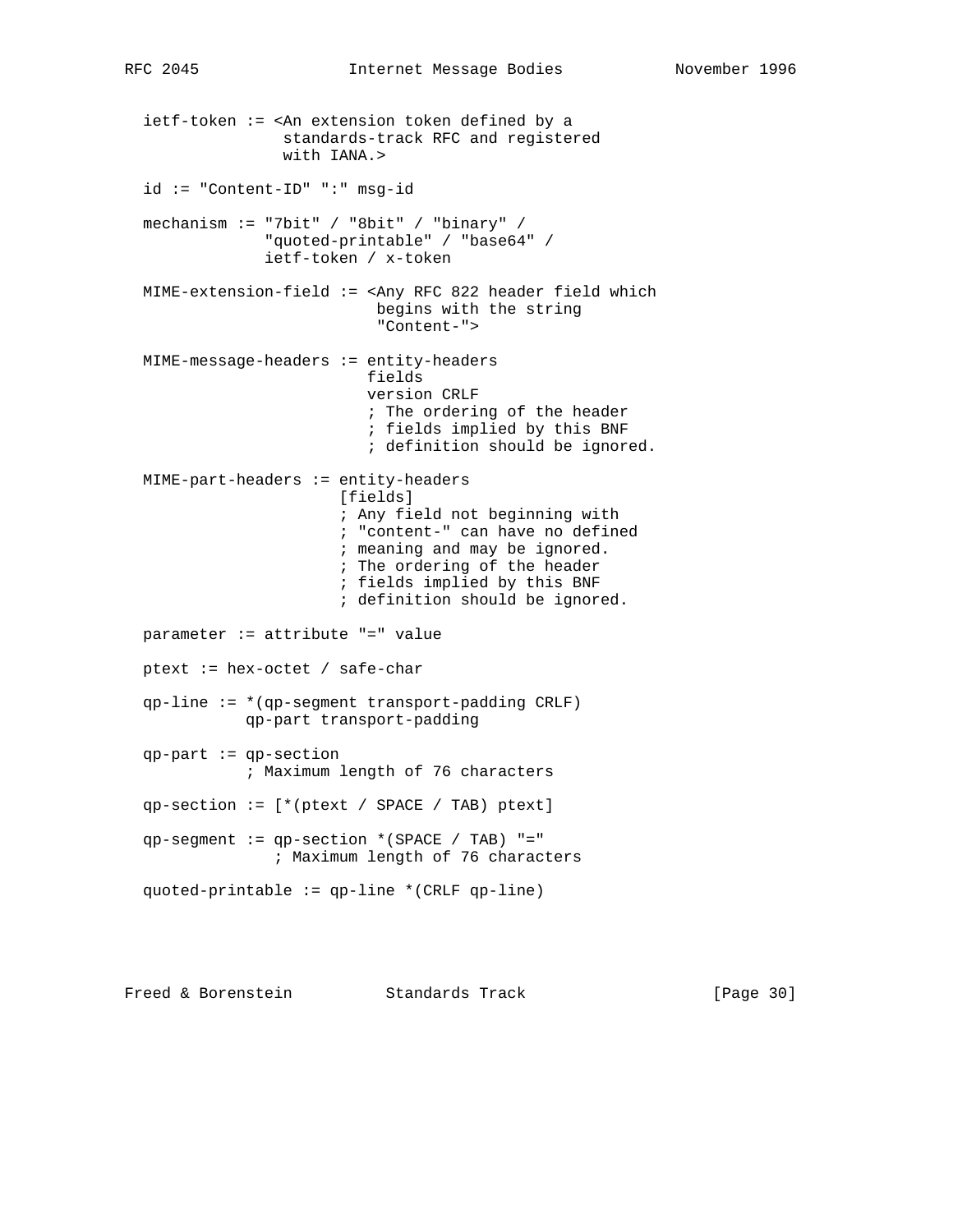```
   ietf-token := <An extension token defined by a
                  standards-track RFC and registered
                  with IANA.>

   id := "Content-ID" ":" msg-id

   mechanism := "7bit" / "8bit" / "binary" /
                "quoted-printable" / "base64" /
                ietf-token / x-token

   MIME-extension-field := <Any RFC 822 header field which
                            begins with the string
                            "Content-">

   MIME-message-headers := entity-headers
                           fields
                           version CRLF
                           ; The ordering of the header
                           ; fields implied by this BNF
                           ; definition should be ignored.

   MIME-part-headers := entity-headers
                        [fields]
                        ; Any field not beginning with
                        ; "content-" can have no defined
                        ; meaning and may be ignored.
                        ; The ordering of the header
                        ; fields implied by this BNF
                        ; definition should be ignored.

   parameter := attribute "=" value

   ptext := hex-octet / safe-char

   qp-line := *(qp-segment transport-padding CRLF)
              qp-part transport-padding

   qp-part := qp-section
              ; Maximum length of 76 characters

   qp-section := [*(ptext / SPACE / TAB) ptext]

   qp-segment := qp-section *(SPACE / TAB) "="
                 ; Maximum length of 76 characters

   quoted-printable := qp-line *(CRLF qp-line)
```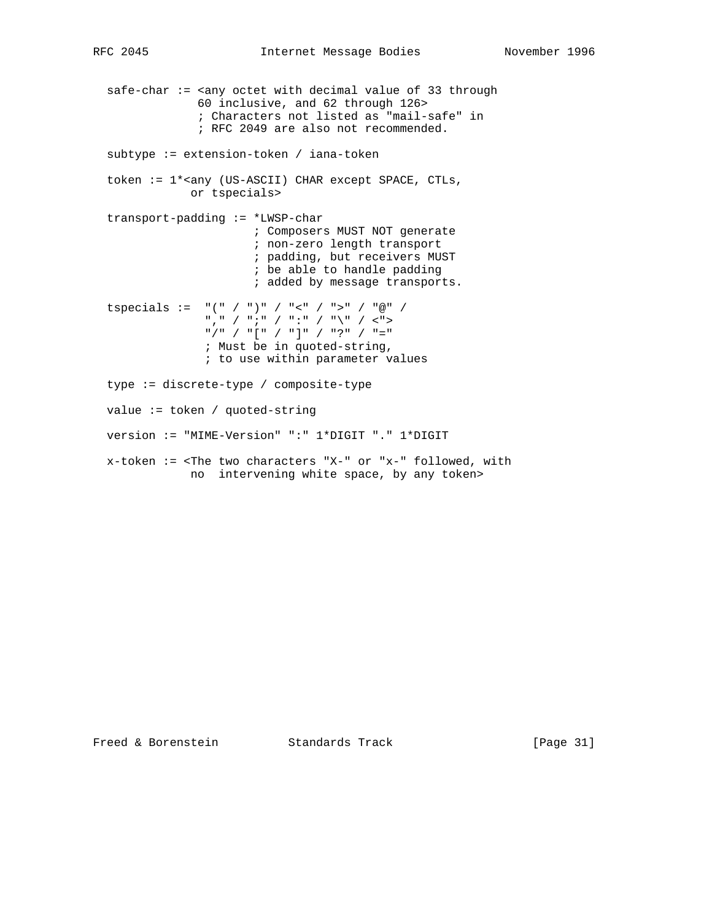```
safe-char := <any octet with decimal value of 33 through
             60 inclusive, and 62 through 126>
             ; Characters not listed as "mail-safe" in
             ; RFC 2049 are also not recommended.

subtype := extension-token / iana-token

token := 1*<any (US-ASCII) CHAR except SPACE, CTLs,
            or tspecials>

transport-padding := *LWSP-char
                     ; Composers MUST NOT generate
                     ; non-zero length transport
                     ; padding, but receivers MUST
                     ; be able to handle padding
                     ; added by message transports.

tspecials :=  "(" / ")" / "<" / ">" / "@" /
              "," / ";" / ":" / "\" / <">
              "/" / "[" / "]" / "?" / "="
              ; Must be in quoted-string,
              ; to use within parameter values

type := discrete-type / composite-type

value := token / quoted-string

version := "MIME-Version" ":" 1*DIGIT "." 1*DIGIT

x-token := <The two characters "X-" or "x-" followed, with
            no  intervening white space, by any token>
```